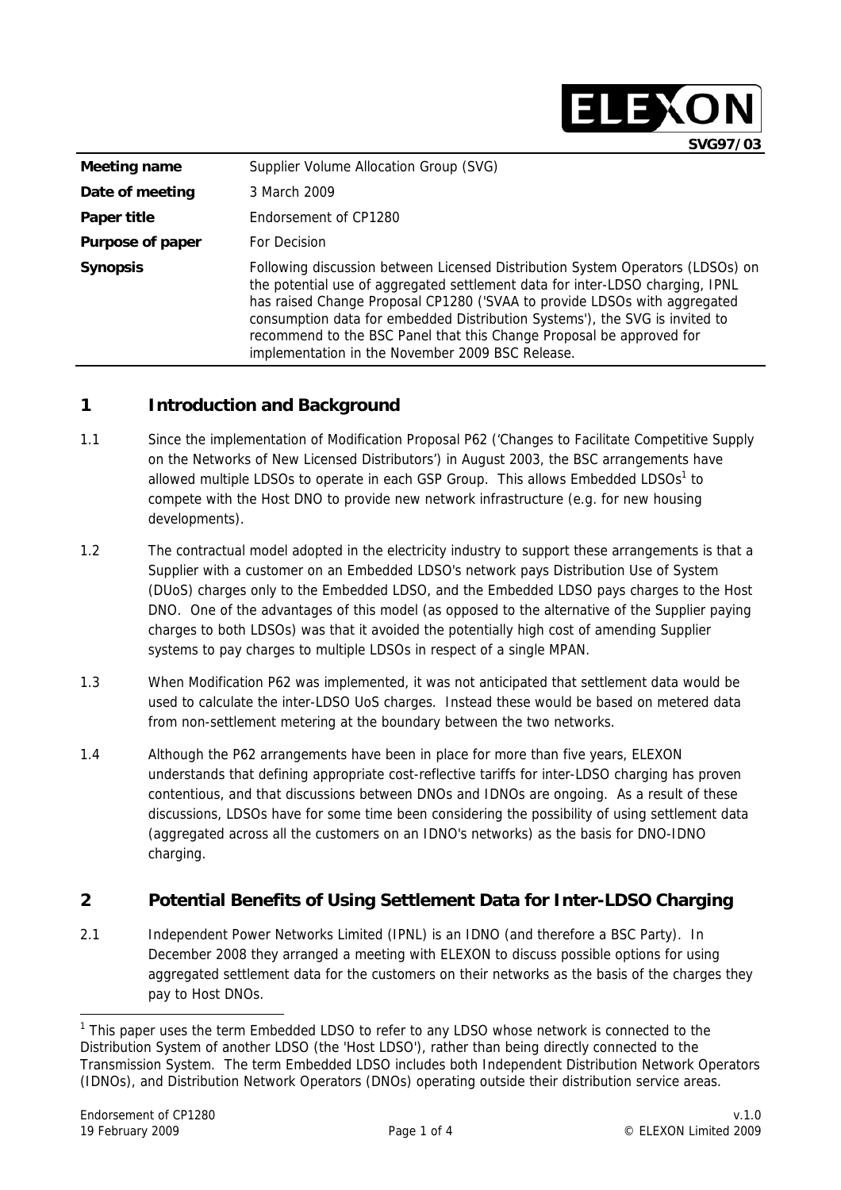SVG97/03

| Meeting name | Supplier Volume Allocation Group (SVG) |
|---|---|
| Date of meeting | 3 March 2009 |
| Paper title | Endorsement of CP1280 |
| Purpose of paper | For Decision |
| Synopsis | Following discussion between Licensed Distribution System Operators (LDSOs) on the potential use of aggregated settlement data for inter-LDSO charging, IPNL has raised Change Proposal CP1280 ('SVAA to provide LDSOs with aggregated consumption data for embedded Distribution Systems'), the SVG is invited to recommend to the BSC Panel that this Change Proposal be approved for implementation in the November 2009 BSC Release. |

## 1 Introduction and Background

1.1 Since the implementation of Modification Proposal P62 ('Changes to Facilitate Competitive Supply on the Networks of New Licensed Distributors') in August 2003, the BSC arrangements have allowed multiple LDSOs to operate in each GSP Group. This allows Embedded LDSOs[1] to compete with the Host DNO to provide new network infrastructure (e.g. for new housing developments).

1.2 The contractual model adopted in the electricity industry to support these arrangements is that a Supplier with a customer on an Embedded LDSO's network pays Distribution Use of System (DUoS) charges only to the Embedded LDSO, and the Embedded LDSO pays charges to the Host DNO. One of the advantages of this model (as opposed to the alternative of the Supplier paying charges to both LDSOs) was that it avoided the potentially high cost of amending Supplier systems to pay charges to multiple LDSOs in respect of a single MPAN.

1.3 When Modification P62 was implemented, it was not anticipated that settlement data would be used to calculate the inter-LDSO UoS charges. Instead these would be based on metered data from non-settlement metering at the boundary between the two networks.

1.4 Although the P62 arrangements have been in place for more than five years, ELEXON understands that defining appropriate cost-reflective tariffs for inter-LDSO charging has proven contentious, and that discussions between DNOs and IDNOs are ongoing. As a result of these discussions, LDSOs have for some time been considering the possibility of using settlement data (aggregated across all the customers on an IDNO's networks) as the basis for DNO-IDNO charging.

## 2 Potential Benefits of Using Settlement Data for Inter-LDSO Charging

2.1 Independent Power Networks Limited (IPNL) is an IDNO (and therefore a BSC Party). In December 2008 they arranged a meeting with ELEXON to discuss possible options for using aggregated settlement data for the customers on their networks as the basis of the charges they pay to Host DNOs.

[1] This paper uses the term Embedded LDSO to refer to any LDSO whose network is connected to the Distribution System of another LDSO (the 'Host LDSO'), rather than being directly connected to the Transmission System. The term Embedded LDSO includes both Independent Distribution Network Operators (IDNOs), and Distribution Network Operators (DNOs) operating outside their distribution service areas.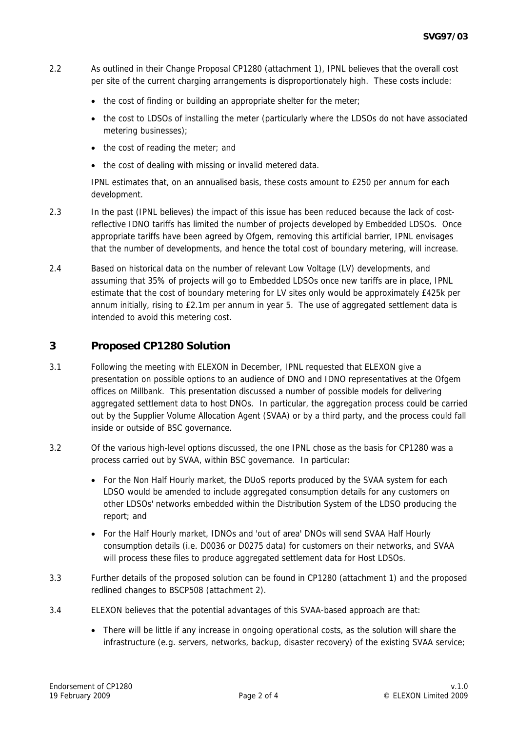2.2 As outlined in their Change Proposal CP1280 (attachment 1), IPNL believes that the overall cost per site of the current charging arrangements is disproportionately high. These costs include:

- the cost of finding or building an appropriate shelter for the meter;
- the cost to LDSOs of installing the meter (particularly where the LDSOs do not have associated metering businesses);
- the cost of reading the meter; and
- the cost of dealing with missing or invalid metered data.

IPNL estimates that, on an annualised basis, these costs amount to £250 per annum for each development.

2.3 In the past (IPNL believes) the impact of this issue has been reduced because the lack of cost-reflective IDNO tariffs has limited the number of projects developed by Embedded LDSOs. Once appropriate tariffs have been agreed by Ofgem, removing this artificial barrier, IPNL envisages that the number of developments, and hence the total cost of boundary metering, will increase.

2.4 Based on historical data on the number of relevant Low Voltage (LV) developments, and assuming that 35% of projects will go to Embedded LDSOs once new tariffs are in place, IPNL estimate that the cost of boundary metering for LV sites only would be approximately £425k per annum initially, rising to £2.1m per annum in year 5. The use of aggregated settlement data is intended to avoid this metering cost.

## 3 Proposed CP1280 Solution

3.1 Following the meeting with ELEXON in December, IPNL requested that ELEXON give a presentation on possible options to an audience of DNO and IDNO representatives at the Ofgem offices on Millbank. This presentation discussed a number of possible models for delivering aggregated settlement data to host DNOs. In particular, the aggregation process could be carried out by the Supplier Volume Allocation Agent (SVAA) or by a third party, and the process could fall inside or outside of BSC governance.

3.2 Of the various high-level options discussed, the one IPNL chose as the basis for CP1280 was a process carried out by SVAA, within BSC governance. In particular:

- For the Non Half Hourly market, the DUoS reports produced by the SVAA system for each LDSO would be amended to include aggregated consumption details for any customers on other LDSOs' networks embedded within the Distribution System of the LDSO producing the report; and
- For the Half Hourly market, IDNOs and 'out of area' DNOs will send SVAA Half Hourly consumption details (i.e. D0036 or D0275 data) for customers on their networks, and SVAA will process these files to produce aggregated settlement data for Host LDSOs.

3.3 Further details of the proposed solution can be found in CP1280 (attachment 1) and the proposed redlined changes to BSCP508 (attachment 2).

3.4 ELEXON believes that the potential advantages of this SVAA-based approach are that:

- There will be little if any increase in ongoing operational costs, as the solution will share the infrastructure (e.g. servers, networks, backup, disaster recovery) of the existing SVAA service;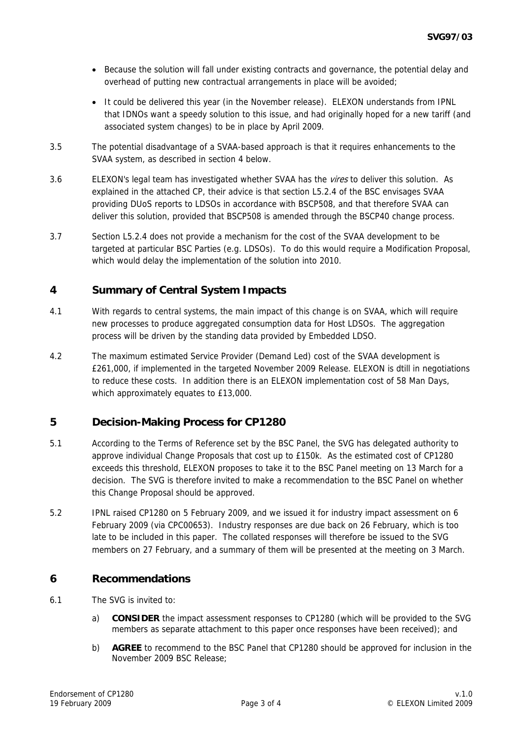- Because the solution will fall under existing contracts and governance, the potential delay and overhead of putting new contractual arrangements in place will be avoided;
- It could be delivered this year (in the November release). ELEXON understands from IPNL that IDNOs want a speedy solution to this issue, and had originally hoped for a new tariff (and associated system changes) to be in place by April 2009.

3.5 The potential disadvantage of a SVAA-based approach is that it requires enhancements to the SVAA system, as described in section 4 below.

3.6 ELEXON's legal team has investigated whether SVAA has the *vires* to deliver this solution. As explained in the attached CP, their advice is that section L5.2.4 of the BSC envisages SVAA providing DUoS reports to LDSOs in accordance with BSCP508, and that therefore SVAA can deliver this solution, provided that BSCP508 is amended through the BSCP40 change process.

3.7 Section L5.2.4 does not provide a mechanism for the cost of the SVAA development to be targeted at particular BSC Parties (e.g. LDSOs). To do this would require a Modification Proposal, which would delay the implementation of the solution into 2010.

## 4 Summary of Central System Impacts

4.1 With regards to central systems, the main impact of this change is on SVAA, which will require new processes to produce aggregated consumption data for Host LDSOs. The aggregation process will be driven by the standing data provided by Embedded LDSO.

4.2 The maximum estimated Service Provider (Demand Led) cost of the SVAA development is £261,000, if implemented in the targeted November 2009 Release. ELEXON is dtill in negotiations to reduce these costs. In addition there is an ELEXON implementation cost of 58 Man Days, which approximately equates to £13,000.

## 5 Decision-Making Process for CP1280

5.1 According to the Terms of Reference set by the BSC Panel, the SVG has delegated authority to approve individual Change Proposals that cost up to £150k. As the estimated cost of CP1280 exceeds this threshold, ELEXON proposes to take it to the BSC Panel meeting on 13 March for a decision. The SVG is therefore invited to make a recommendation to the BSC Panel on whether this Change Proposal should be approved.

5.2 IPNL raised CP1280 on 5 February 2009, and we issued it for industry impact assessment on 6 February 2009 (via CPC00653). Industry responses are due back on 26 February, which is too late to be included in this paper. The collated responses will therefore be issued to the SVG members on 27 February, and a summary of them will be presented at the meeting on 3 March.

## 6 Recommendations

6.1 The SVG is invited to:

a) **CONSIDER** the impact assessment responses to CP1280 (which will be provided to the SVG members as separate attachment to this paper once responses have been received); and

b) **AGREE** to recommend to the BSC Panel that CP1280 should be approved for inclusion in the November 2009 BSC Release;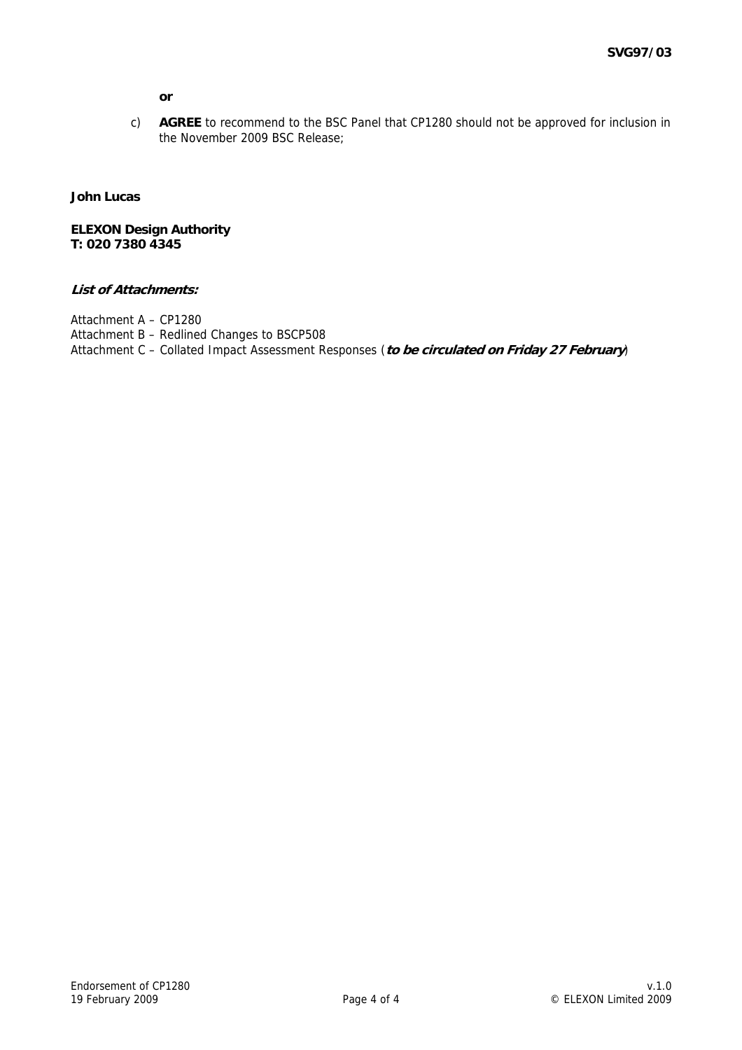**or**

c) **AGREE** to recommend to the BSC Panel that CP1280 should not be approved for inclusion in the November 2009 BSC Release;

**John Lucas**

**ELEXON Design Authority**
**T: 020 7380 4345**

***List of Attachments:***

Attachment A – CP1280
Attachment B – Redlined Changes to BSCP508
Attachment C – Collated Impact Assessment Responses (***to be circulated on Friday 27 February***)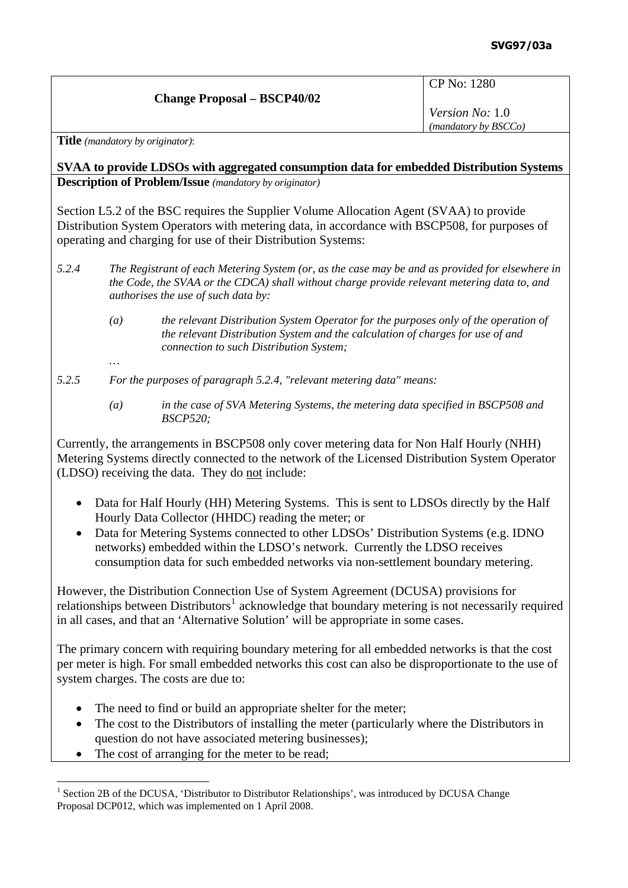**SVG97/03a**

| Change Proposal – BSCP40/02 | CP No: 1280<br><br>*Version No:* 1.0<br>*(mandatory by BSCCo)* |
|---|---|

**Title** *(mandatory by originator)*:

**SVAA to provide LDSOs with aggregated consumption data for embedded Distribution Systems**

**Description of Problem/Issue** *(mandatory by originator)*

Section L5.2 of the BSC requires the Supplier Volume Allocation Agent (SVAA) to provide Distribution System Operators with metering data, in accordance with BSCP508, for purposes of operating and charging for use of their Distribution Systems:

*5.2.4 The Registrant of each Metering System (or, as the case may be and as provided for elsewhere in the Code, the SVAA or the CDCA) shall without charge provide relevant metering data to, and authorises the use of such data by:*

> *(a) the relevant Distribution System Operator for the purposes only of the operation of the relevant Distribution System and the calculation of charges for use of and connection to such Distribution System;*
>
> …

*5.2.5 For the purposes of paragraph 5.2.4, "relevant metering data" means:*

> *(a) in the case of SVA Metering Systems, the metering data specified in BSCP508 and BSCP520;*

Currently, the arrangements in BSCP508 only cover metering data for Non Half Hourly (NHH) Metering Systems directly connected to the network of the Licensed Distribution System Operator (LDSO) receiving the data. They do <u>not</u> include:

- Data for Half Hourly (HH) Metering Systems. This is sent to LDSOs directly by the Half Hourly Data Collector (HHDC) reading the meter; or
- Data for Metering Systems connected to other LDSOs' Distribution Systems (e.g. IDNO networks) embedded within the LDSO's network. Currently the LDSO receives consumption data for such embedded networks via non-settlement boundary metering.

However, the Distribution Connection Use of System Agreement (DCUSA) provisions for relationships between Distributors[1] acknowledge that boundary metering is not necessarily required in all cases, and that an 'Alternative Solution' will be appropriate in some cases.

The primary concern with requiring boundary metering for all embedded networks is that the cost per meter is high. For small embedded networks this cost can also be disproportionate to the use of system charges. The costs are due to:

- The need to find or build an appropriate shelter for the meter;
- The cost to the Distributors of installing the meter (particularly where the Distributors in question do not have associated metering businesses);
- The cost of arranging for the meter to be read;

[1] Section 2B of the DCUSA, 'Distributor to Distributor Relationships', was introduced by DCUSA Change Proposal DCP012, which was implemented on 1 April 2008.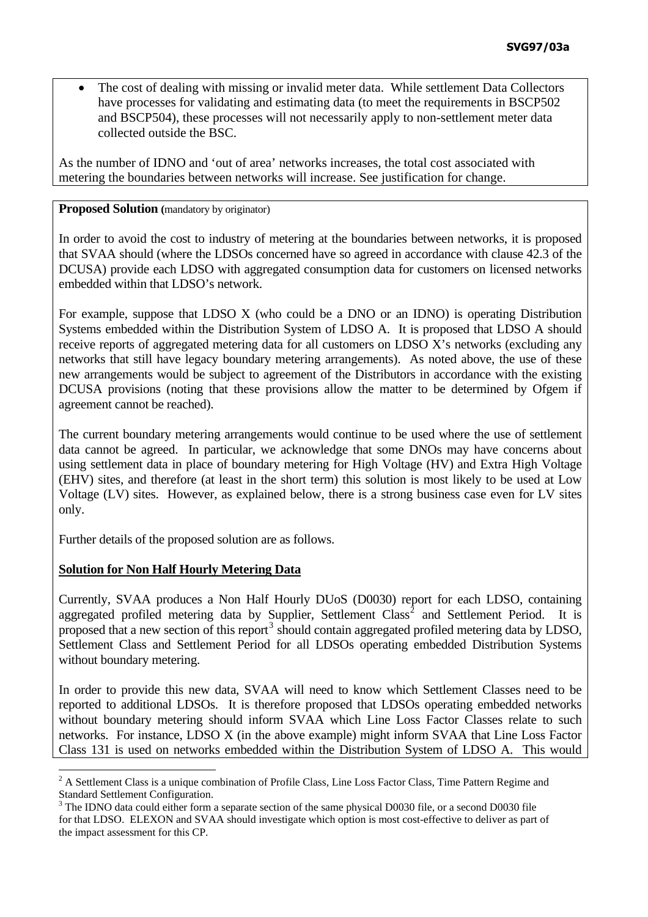- The cost of dealing with missing or invalid meter data. While settlement Data Collectors have processes for validating and estimating data (to meet the requirements in BSCP502 and BSCP504), these processes will not necessarily apply to non-settlement meter data collected outside the BSC.

As the number of IDNO and 'out of area' networks increases, the total cost associated with metering the boundaries between networks will increase. See justification for change.

**Proposed Solution** (mandatory by originator)

In order to avoid the cost to industry of metering at the boundaries between networks, it is proposed that SVAA should (where the LDSOs concerned have so agreed in accordance with clause 42.3 of the DCUSA) provide each LDSO with aggregated consumption data for customers on licensed networks embedded within that LDSO's network.

For example, suppose that LDSO X (who could be a DNO or an IDNO) is operating Distribution Systems embedded within the Distribution System of LDSO A. It is proposed that LDSO A should receive reports of aggregated metering data for all customers on LDSO X's networks (excluding any networks that still have legacy boundary metering arrangements). As noted above, the use of these new arrangements would be subject to agreement of the Distributors in accordance with the existing DCUSA provisions (noting that these provisions allow the matter to be determined by Ofgem if agreement cannot be reached).

The current boundary metering arrangements would continue to be used where the use of settlement data cannot be agreed. In particular, we acknowledge that some DNOs may have concerns about using settlement data in place of boundary metering for High Voltage (HV) and Extra High Voltage (EHV) sites, and therefore (at least in the short term) this solution is most likely to be used at Low Voltage (LV) sites. However, as explained below, there is a strong business case even for LV sites only.

Further details of the proposed solution are as follows.

**Solution for Non Half Hourly Metering Data**

Currently, SVAA produces a Non Half Hourly DUoS (D0030) report for each LDSO, containing aggregated profiled metering data by Supplier, Settlement Class[2] and Settlement Period. It is proposed that a new section of this report[3] should contain aggregated profiled metering data by LDSO, Settlement Class and Settlement Period for all LDSOs operating embedded Distribution Systems without boundary metering.

In order to provide this new data, SVAA will need to know which Settlement Classes need to be reported to additional LDSOs. It is therefore proposed that LDSOs operating embedded networks without boundary metering should inform SVAA which Line Loss Factor Classes relate to such networks. For instance, LDSO X (in the above example) might inform SVAA that Line Loss Factor Class 131 is used on networks embedded within the Distribution System of LDSO A. This would

[2] A Settlement Class is a unique combination of Profile Class, Line Loss Factor Class, Time Pattern Regime and Standard Settlement Configuration.

[3] The IDNO data could either form a separate section of the same physical D0030 file, or a second D0030 file for that LDSO. ELEXON and SVAA should investigate which option is most cost-effective to deliver as part of the impact assessment for this CP.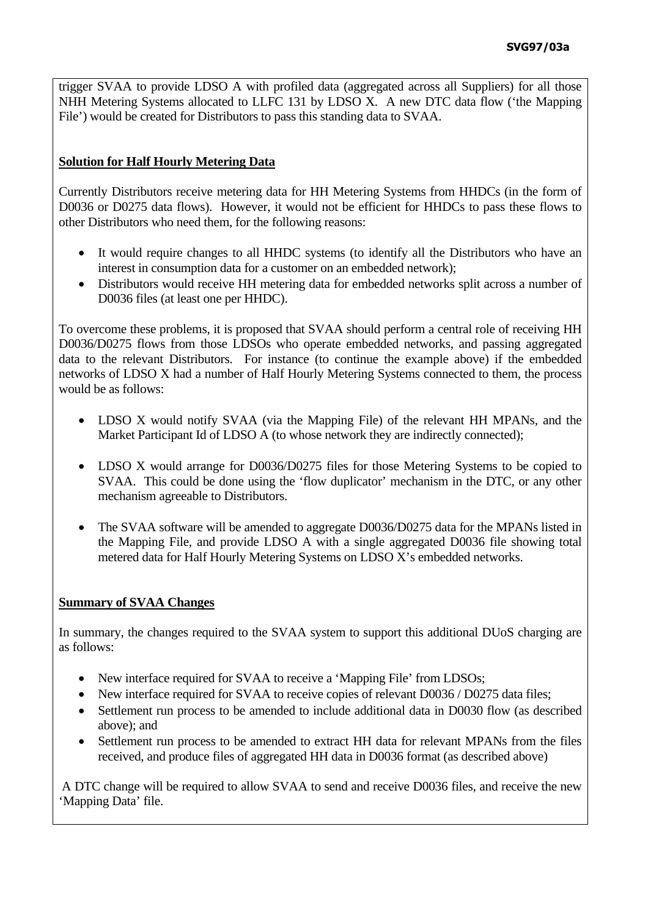trigger SVAA to provide LDSO A with profiled data (aggregated across all Suppliers) for all those NHH Metering Systems allocated to LLFC 131 by LDSO X. A new DTC data flow ('the Mapping File') would be created for Distributors to pass this standing data to SVAA.

**Solution for Half Hourly Metering Data**

Currently Distributors receive metering data for HH Metering Systems from HHDCs (in the form of D0036 or D0275 data flows). However, it would not be efficient for HHDCs to pass these flows to other Distributors who need them, for the following reasons:

- It would require changes to all HHDC systems (to identify all the Distributors who have an interest in consumption data for a customer on an embedded network);
- Distributors would receive HH metering data for embedded networks split across a number of D0036 files (at least one per HHDC).

To overcome these problems, it is proposed that SVAA should perform a central role of receiving HH D0036/D0275 flows from those LDSOs who operate embedded networks, and passing aggregated data to the relevant Distributors. For instance (to continue the example above) if the embedded networks of LDSO X had a number of Half Hourly Metering Systems connected to them, the process would be as follows:

- LDSO X would notify SVAA (via the Mapping File) of the relevant HH MPANs, and the Market Participant Id of LDSO A (to whose network they are indirectly connected);

- LDSO X would arrange for D0036/D0275 files for those Metering Systems to be copied to SVAA. This could be done using the 'flow duplicator' mechanism in the DTC, or any other mechanism agreeable to Distributors.

- The SVAA software will be amended to aggregate D0036/D0275 data for the MPANs listed in the Mapping File, and provide LDSO A with a single aggregated D0036 file showing total metered data for Half Hourly Metering Systems on LDSO X's embedded networks.

**Summary of SVAA Changes**

In summary, the changes required to the SVAA system to support this additional DUoS charging are as follows:

- New interface required for SVAA to receive a 'Mapping File' from LDSOs;
- New interface required for SVAA to receive copies of relevant D0036 / D0275 data files;
- Settlement run process to be amended to include additional data in D0030 flow (as described above); and
- Settlement run process to be amended to extract HH data for relevant MPANs from the files received, and produce files of aggregated HH data in D0036 format (as described above)

A DTC change will be required to allow SVAA to send and receive D0036 files, and receive the new 'Mapping Data' file.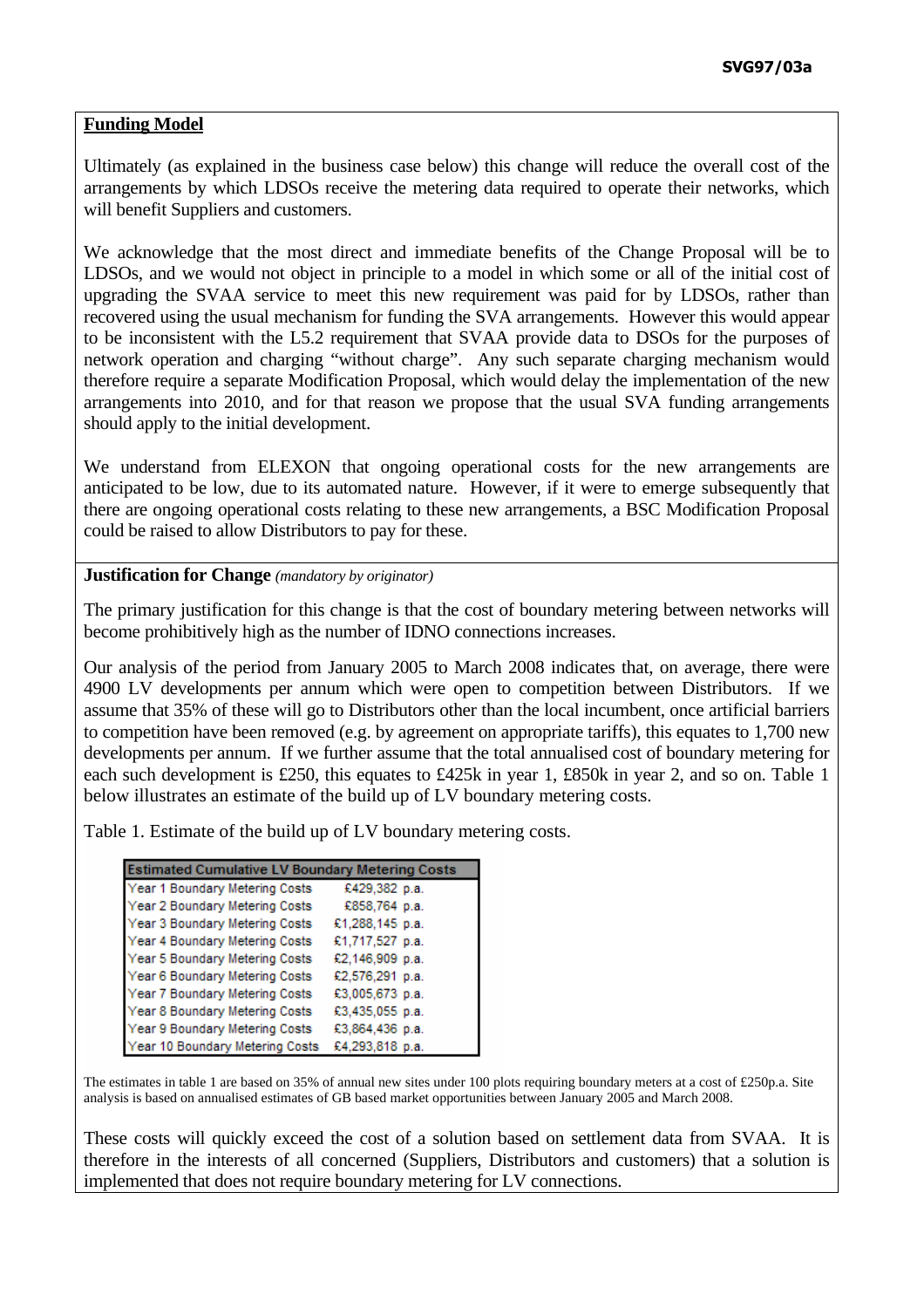## Funding Model

Ultimately (as explained in the business case below) this change will reduce the overall cost of the arrangements by which LDSOs receive the metering data required to operate their networks, which will benefit Suppliers and customers.

We acknowledge that the most direct and immediate benefits of the Change Proposal will be to LDSOs, and we would not object in principle to a model in which some or all of the initial cost of upgrading the SVAA service to meet this new requirement was paid for by LDSOs, rather than recovered using the usual mechanism for funding the SVA arrangements. However this would appear to be inconsistent with the L5.2 requirement that SVAA provide data to DSOs for the purposes of network operation and charging "without charge". Any such separate charging mechanism would therefore require a separate Modification Proposal, which would delay the implementation of the new arrangements into 2010, and for that reason we propose that the usual SVA funding arrangements should apply to the initial development.

We understand from ELEXON that ongoing operational costs for the new arrangements are anticipated to be low, due to its automated nature. However, if it were to emerge subsequently that there are ongoing operational costs relating to these new arrangements, a BSC Modification Proposal could be raised to allow Distributors to pay for these.

**Justification for Change** *(mandatory by originator)*

The primary justification for this change is that the cost of boundary metering between networks will become prohibitively high as the number of IDNO connections increases.

Our analysis of the period from January 2005 to March 2008 indicates that, on average, there were 4900 LV developments per annum which were open to competition between Distributors. If we assume that 35% of these will go to Distributors other than the local incumbent, once artificial barriers to competition have been removed (e.g. by agreement on appropriate tariffs), this equates to 1,700 new developments per annum. If we further assume that the total annualised cost of boundary metering for each such development is £250, this equates to £425k in year 1, £850k in year 2, and so on. Table 1 below illustrates an estimate of the build up of LV boundary metering costs.

Table 1. Estimate of the build up of LV boundary metering costs.

| Estimated Cumulative LV Boundary Metering Costs | |
|---|---|
| Year 1 Boundary Metering Costs | £429,382 p.a. |
| Year 2 Boundary Metering Costs | £858,764 p.a. |
| Year 3 Boundary Metering Costs | £1,288,145 p.a. |
| Year 4 Boundary Metering Costs | £1,717,527 p.a. |
| Year 5 Boundary Metering Costs | £2,146,909 p.a. |
| Year 6 Boundary Metering Costs | £2,576,291 p.a. |
| Year 7 Boundary Metering Costs | £3,005,673 p.a. |
| Year 8 Boundary Metering Costs | £3,435,055 p.a. |
| Year 9 Boundary Metering Costs | £3,864,436 p.a. |
| Year 10 Boundary Metering Costs | £4,293,818 p.a. |

The estimates in table 1 are based on 35% of annual new sites under 100 plots requiring boundary meters at a cost of £250p.a. Site analysis is based on annualised estimates of GB based market opportunities between January 2005 and March 2008.

These costs will quickly exceed the cost of a solution based on settlement data from SVAA. It is therefore in the interests of all concerned (Suppliers, Distributors and customers) that a solution is implemented that does not require boundary metering for LV connections.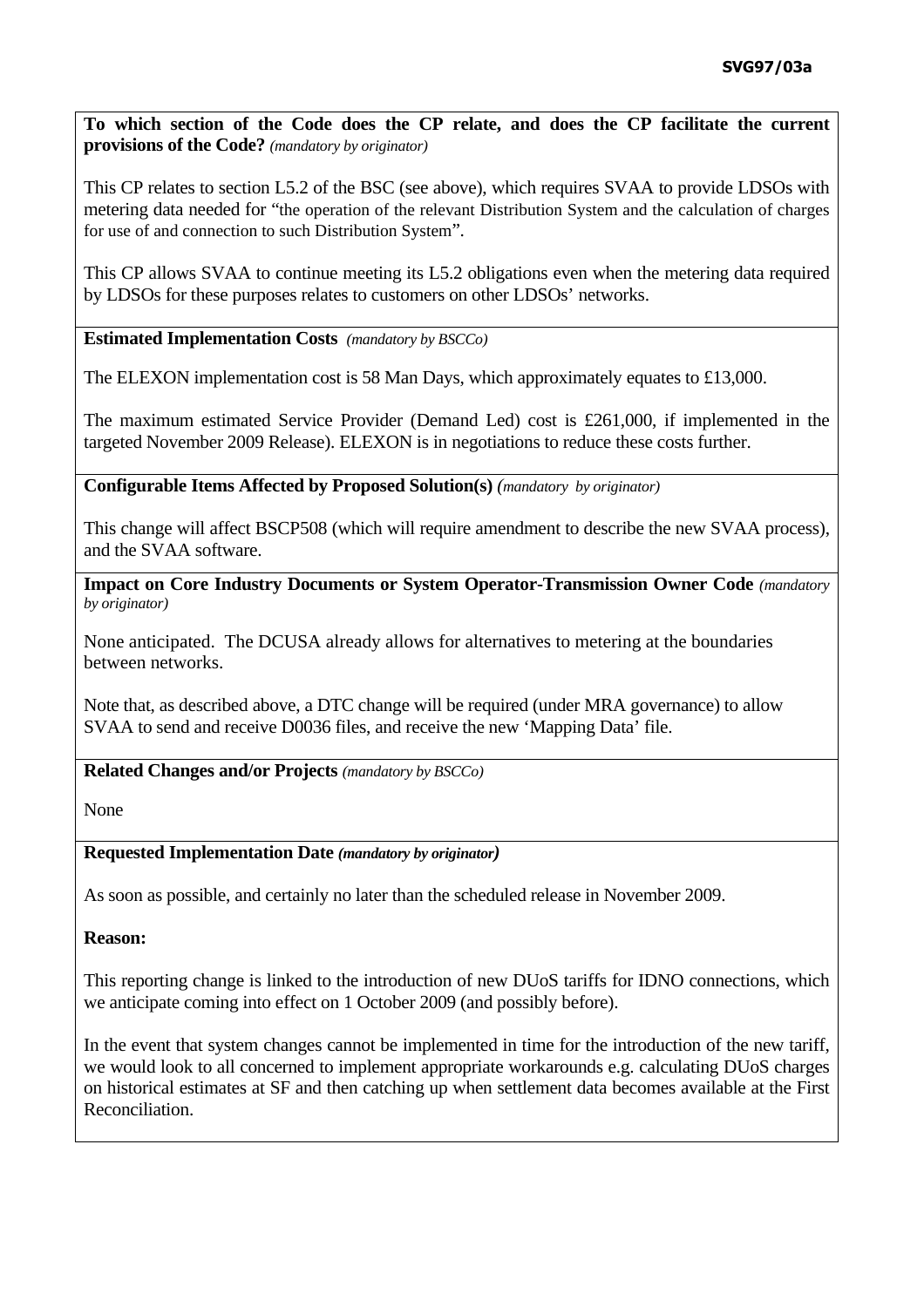**To which section of the Code does the CP relate, and does the CP facilitate the current provisions of the Code?** *(mandatory by originator)*

This CP relates to section L5.2 of the BSC (see above), which requires SVAA to provide LDSOs with metering data needed for "the operation of the relevant Distribution System and the calculation of charges for use of and connection to such Distribution System".

This CP allows SVAA to continue meeting its L5.2 obligations even when the metering data required by LDSOs for these purposes relates to customers on other LDSOs' networks.

**Estimated Implementation Costs** *(mandatory by BSCCo)*

The ELEXON implementation cost is 58 Man Days, which approximately equates to £13,000.

The maximum estimated Service Provider (Demand Led) cost is £261,000, if implemented in the targeted November 2009 Release). ELEXON is in negotiations to reduce these costs further.

**Configurable Items Affected by Proposed Solution(s)** *(mandatory by originator)*

This change will affect BSCP508 (which will require amendment to describe the new SVAA process), and the SVAA software.

**Impact on Core Industry Documents or System Operator-Transmission Owner Code** *(mandatory by originator)*

None anticipated. The DCUSA already allows for alternatives to metering at the boundaries between networks.

Note that, as described above, a DTC change will be required (under MRA governance) to allow SVAA to send and receive D0036 files, and receive the new 'Mapping Data' file.

**Related Changes and/or Projects** *(mandatory by BSCCo)*

None

**Requested Implementation Date** ***(mandatory by originator)***

As soon as possible, and certainly no later than the scheduled release in November 2009.

**Reason:**

This reporting change is linked to the introduction of new DUoS tariffs for IDNO connections, which we anticipate coming into effect on 1 October 2009 (and possibly before).

In the event that system changes cannot be implemented in time for the introduction of the new tariff, we would look to all concerned to implement appropriate workarounds e.g. calculating DUoS charges on historical estimates at SF and then catching up when settlement data becomes available at the First Reconciliation.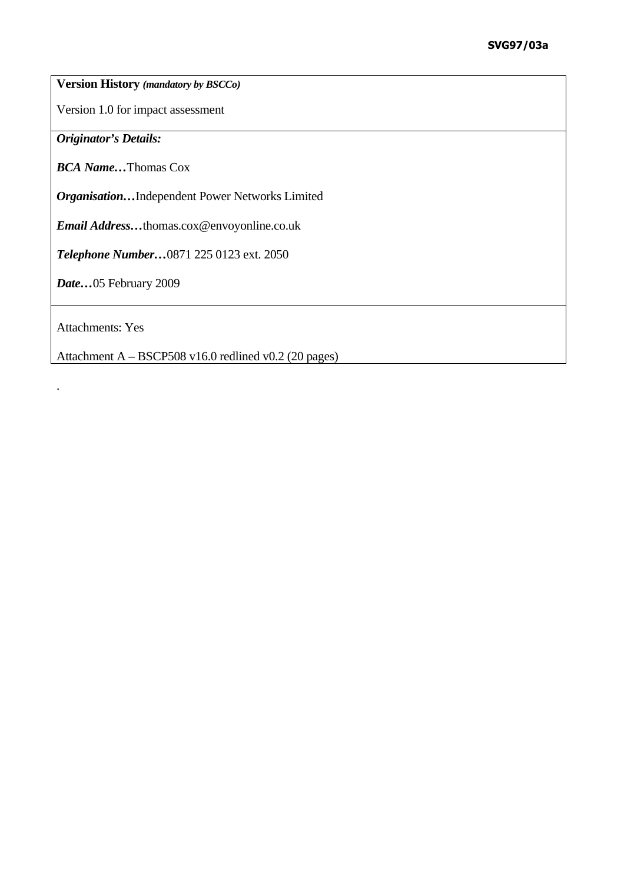**Version History** ***(mandatory by BSCCo)***

Version 1.0 for impact assessment

***Originator's Details:***

***BCA Name…***Thomas Cox

***Organisation…***Independent Power Networks Limited

***Email Address…***thomas.cox@envoyonline.co.uk

***Telephone Number…***0871 225 0123 ext. 2050

***Date…***05 February 2009

Attachments: Yes

Attachment A – BSCP508 v16.0 redlined v0.2 (20 pages)

.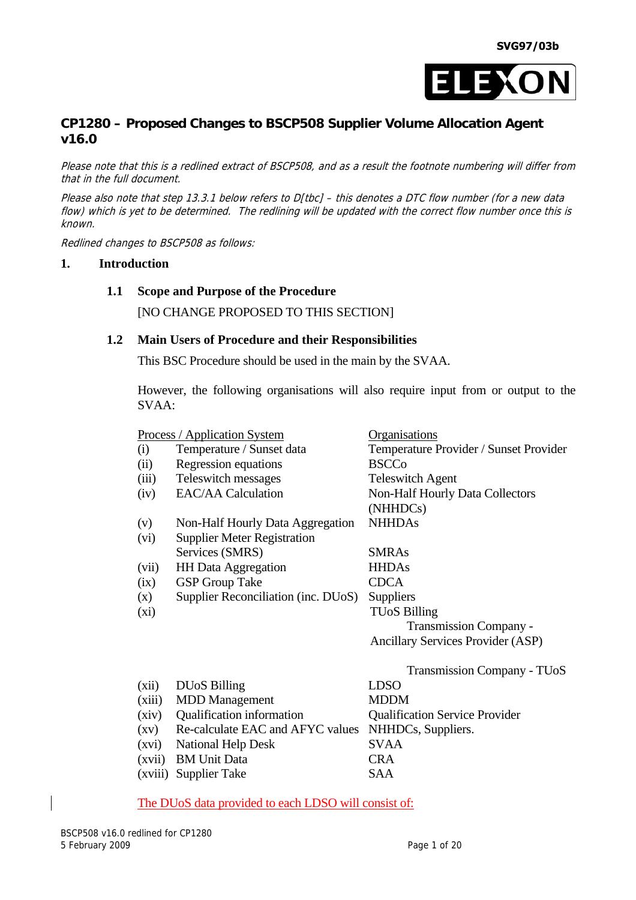SVG97/03b

# CP1280 – Proposed Changes to BSCP508 Supplier Volume Allocation Agent v16.0

*Please note that this is a redlined extract of BSCP508, and as a result the footnote numbering will differ from that in the full document.*

*Please also note that step 13.3.1 below refers to D[tbc] – this denotes a DTC flow number (for a new data flow) which is yet to be determined. The redlining will be updated with the correct flow number once this is known.*

*Redlined changes to BSCP508 as follows:*

## 1. Introduction

### 1.1 Scope and Purpose of the Procedure

[NO CHANGE PROPOSED TO THIS SECTION]

### 1.2 Main Users of Procedure and their Responsibilities

This BSC Procedure should be used in the main by the SVAA.

However, the following organisations will also require input from or output to the SVAA:

| | Process / Application System | Organisations |
|---|---|---|
| (i) | Temperature / Sunset data | Temperature Provider / Sunset Provider |
| (ii) | Regression equations | BSCCo |
| (iii) | Teleswitch messages | Teleswitch Agent |
| (iv) | EAC/AA Calculation | Non-Half Hourly Data Collectors (NHHDCs) |
| (v) | Non-Half Hourly Data Aggregation | NHHDAs |
| (vi) | Supplier Meter Registration Services (SMRS) | SMRAs |
| (vii) | HH Data Aggregation | HHDAs |
| (ix) | GSP Group Take | CDCA |
| (x) | Supplier Reconciliation (inc. DUoS) | Suppliers |
| (xi) | TUoS Billing | Transmission Company - Ancillary Services Provider (ASP)<br><br>Transmission Company - TUoS |
| (xii) | DUoS Billing | LDSO |
| (xiii) | MDD Management | MDDM |
| (xiv) | Qualification information | Qualification Service Provider |
| (xv) | Re-calculate EAC and AFYC values | NHHDCs, Suppliers. |
| (xvi) | National Help Desk | SVAA |
| (xvii) | BM Unit Data | CRA |
| (xviii) | Supplier Take | SAA |

The DUoS data provided to each LDSO will consist of: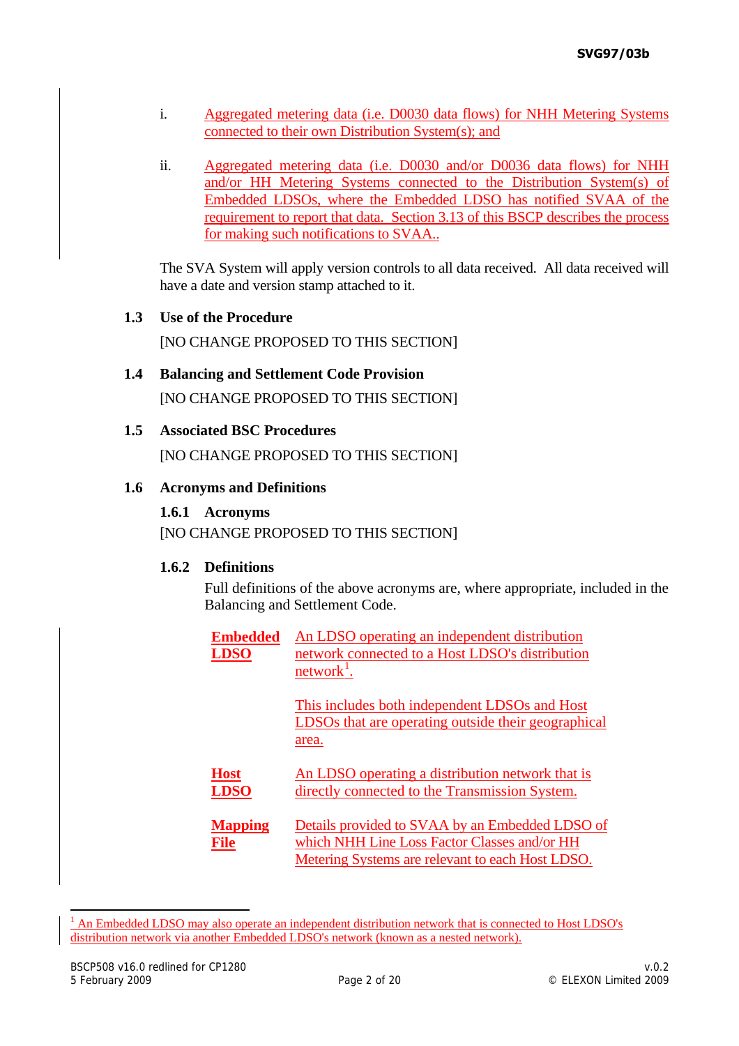i. Aggregated metering data (i.e. D0030 data flows) for NHH Metering Systems connected to their own Distribution System(s); and

ii. Aggregated metering data (i.e. D0030 and/or D0036 data flows) for NHH and/or HH Metering Systems connected to the Distribution System(s) of Embedded LDSOs, where the Embedded LDSO has notified SVAA of the requirement to report that data. Section 3.13 of this BSCP describes the process for making such notifications to SVAA..

The SVA System will apply version controls to all data received. All data received will have a date and version stamp attached to it.

## 1.3 Use of the Procedure

[NO CHANGE PROPOSED TO THIS SECTION]

## 1.4 Balancing and Settlement Code Provision

[NO CHANGE PROPOSED TO THIS SECTION]

## 1.5 Associated BSC Procedures

[NO CHANGE PROPOSED TO THIS SECTION]

## 1.6 Acronyms and Definitions

### 1.6.1 Acronyms

[NO CHANGE PROPOSED TO THIS SECTION]

### 1.6.2 Definitions

Full definitions of the above acronyms are, where appropriate, included in the Balancing and Settlement Code.

| | |
|---|---|
| **Embedded LDSO** | An LDSO operating an independent distribution network connected to a Host LDSO's distribution network[1].<br><br>This includes both independent LDSOs and Host LDSOs that are operating outside their geographical area. |
| **Host LDSO** | An LDSO operating a distribution network that is directly connected to the Transmission System. |
| **Mapping File** | Details provided to SVAA by an Embedded LDSO of which NHH Line Loss Factor Classes and/or HH Metering Systems are relevant to each Host LDSO. |

[1] An Embedded LDSO may also operate an independent distribution network that is connected to Host LDSO's distribution network via another Embedded LDSO's network (known as a nested network).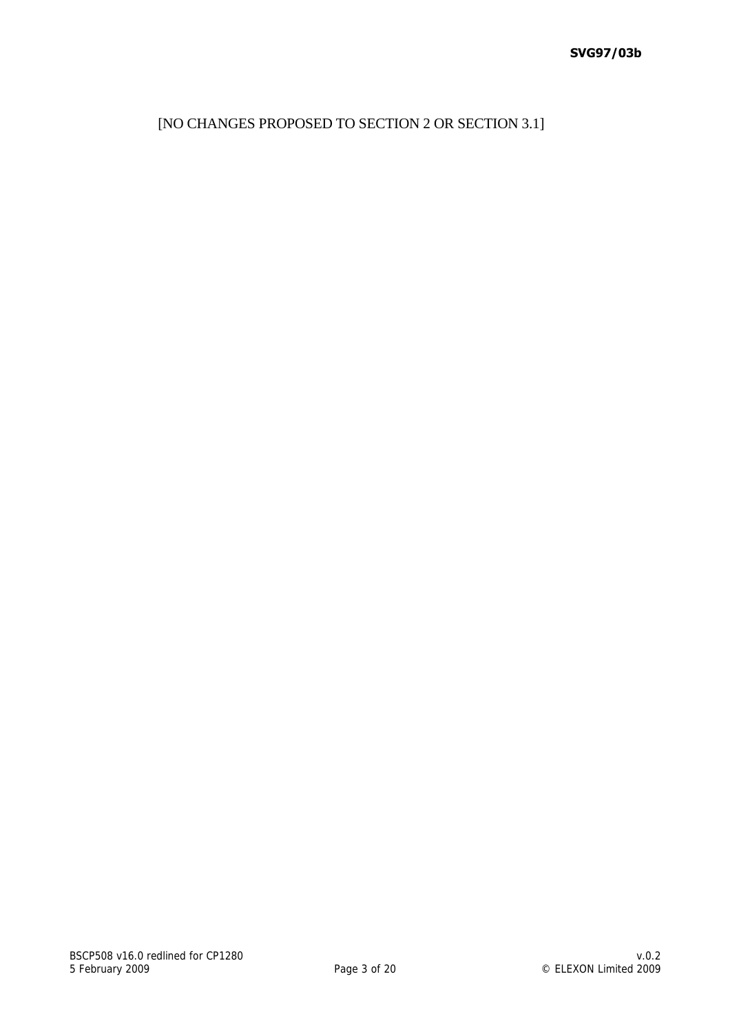[NO CHANGES PROPOSED TO SECTION 2 OR SECTION 3.1]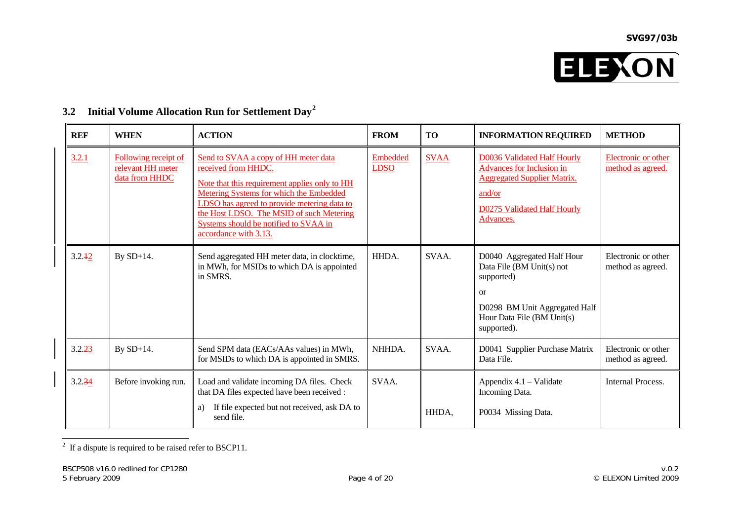## 3.2 Initial Volume Allocation Run for Settlement Day[2]

| REF | WHEN | ACTION | FROM | TO | INFORMATION REQUIRED | METHOD |
|---|---|---|---|---|---|---|
| 3.2.1 | Following receipt of relevant HH meter data from HHDC | Send to SVAA a copy of HH meter data received from HHDC.<br><br>Note that this requirement applies only to HH Metering Systems for which the Embedded LDSO has agreed to provide metering data to the Host LDSO. The MSID of such Metering Systems should be notified to SVAA in accordance with 3.13. | Embedded LDSO | SVAA | D0036 Validated Half Hourly Advances for Inclusion in Aggregated Supplier Matrix.<br><br>and/or<br><br>D0275 Validated Half Hourly Advances. | Electronic or other method as agreed. |
| 3.2.12 | By SD+14. | Send aggregated HH meter data, in clocktime, in MWh, for MSIDs to which DA is appointed in SMRS. | HHDA. | SVAA. | D0040 Aggregated Half Hour Data File (BM Unit(s) not supported)<br><br>or<br><br>D0298 BM Unit Aggregated Half Hour Data File (BM Unit(s) supported). | Electronic or other method as agreed. |
| 3.2.23 | By SD+14. | Send SPM data (EACs/AAs values) in MWh, for MSIDs to which DA is appointed in SMRS. | NHHDA. | SVAA. | D0041 Supplier Purchase Matrix Data File. | Electronic or other method as agreed. |
| 3.2.34 | Before invoking run. | Load and validate incoming DA files. Check that DA files expected have been received :<br><br>a) If file expected but not received, ask DA to send file. | SVAA. | <br><br><br>HHDA, | Appendix 4.1 – Validate Incoming Data.<br><br>P0034 Missing Data. | Internal Process. |

[2] If a dispute is required to be raised refer to BSCP11.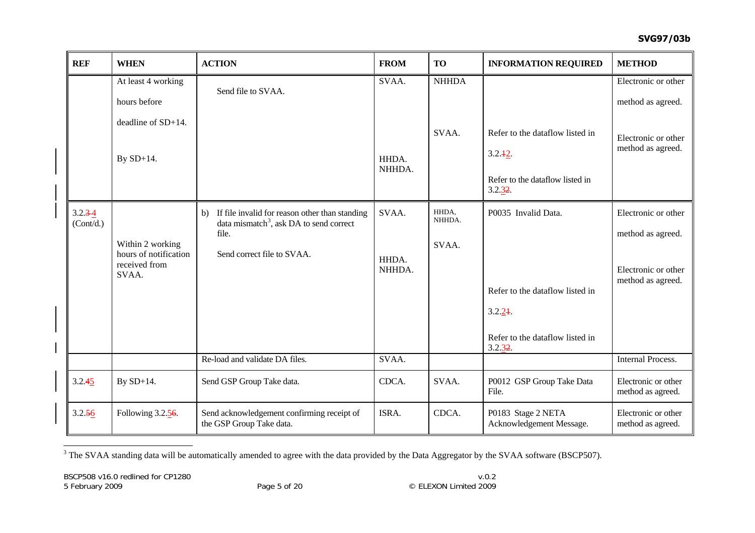| REF | WHEN | ACTION | FROM | TO | INFORMATION REQUIRED | METHOD |
|---|---|---|---|---|---|---|
| | At least 4 working hours before deadline of SD+14. | Send file to SVAA. | SVAA. | NHHDA | | Electronic or other method as agreed. |
| | By SD+14. | | HHDA. NHHDA. | SVAA. | Refer to the dataflow listed in 3.2.12. Refer to the dataflow listed in 3.2.32. | Electronic or other method as agreed. |
| 3.2.34 (Cont/d.) | | b) If file invalid for reason other than standing data mismatch[3], ask DA to send correct file. | SVAA. | HHDA, NHHDA. | P0035 Invalid Data. | Electronic or other method as agreed. |
| | Within 2 working hours of notification received from SVAA. | Send correct file to SVAA. | HHDA. NHHDA. | SVAA. | Refer to the dataflow listed in 3.2.21. Refer to the dataflow listed in 3.2.32. | Electronic or other method as agreed. |
| | | Re-load and validate DA files. | SVAA. | | | Internal Process. |
| 3.2.45 | By SD+14. | Send GSP Group Take data. | CDCA. | SVAA. | P0012 GSP Group Take Data File. | Electronic or other method as agreed. |
| 3.2.56 | Following 3.2.56. | Send acknowledgement confirming receipt of the GSP Group Take data. | ISRA. | CDCA. | P0183 Stage 2 NETA Acknowledgement Message. | Electronic or other method as agreed. |

[3] The SVAA standing data will be automatically amended to agree with the data provided by the Data Aggregator by the SVAA software (BSCP507).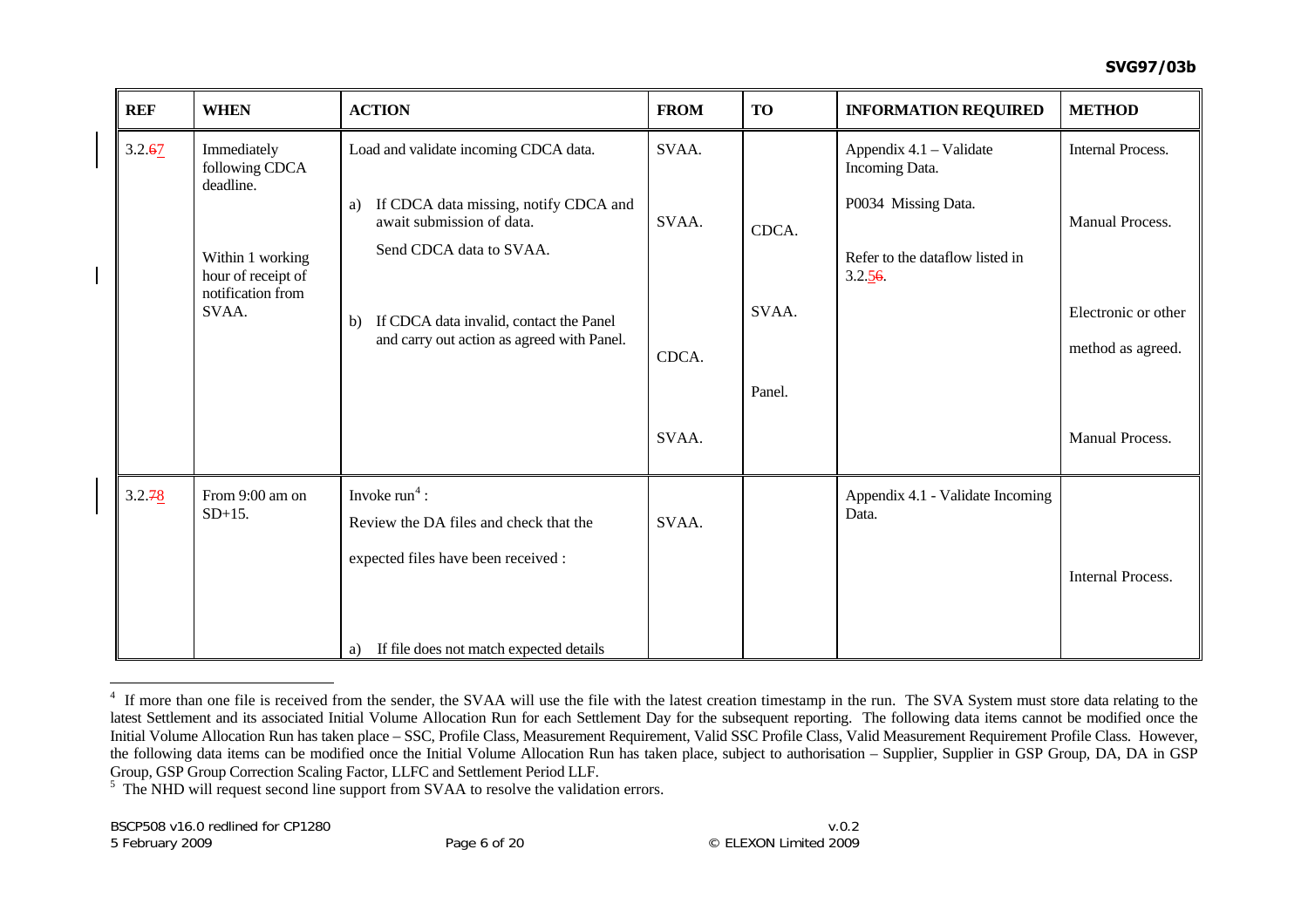| REF | WHEN | ACTION | FROM | TO | INFORMATION REQUIRED | METHOD |
|---|---|---|---|---|---|---|
| 3.2.~~6~~7 | Immediately following CDCA deadline. | Load and validate incoming CDCA data. | SVAA. | | Appendix 4.1 – Validate Incoming Data. | Internal Process. |
| | | a) If CDCA data missing, notify CDCA and await submission of data. | SVAA. | CDCA. | P0034 Missing Data. | Manual Process. |
| | Within 1 working hour of receipt of notification from SVAA. | Send CDCA data to SVAA. | CDCA. | SVAA. | Refer to the dataflow listed in 3.2.~~5~~6. | Electronic or other method as agreed. |
| | | b) If CDCA data invalid, contact the Panel and carry out action as agreed with Panel. | SVAA. | Panel. | | Manual Process. |
| 3.2.~~7~~8 | From 9:00 am on SD+15. | Invoke run[4] : Review the DA files and check that the expected files have been received : | SVAA. | | Appendix 4.1 - Validate Incoming Data. | Internal Process. |
| | | a) If file does not match expected details | | | | |

[4] If more than one file is received from the sender, the SVAA will use the file with the latest creation timestamp in the run. The SVA System must store data relating to the latest Settlement and its associated Initial Volume Allocation Run for each Settlement Day for the subsequent reporting. The following data items cannot be modified once the Initial Volume Allocation Run has taken place – SSC, Profile Class, Measurement Requirement, Valid SSC Profile Class, Valid Measurement Requirement Profile Class. However, the following data items can be modified once the Initial Volume Allocation Run has taken place, subject to authorisation – Supplier, Supplier in GSP Group, DA, DA in GSP Group, GSP Group Correction Scaling Factor, LLFC and Settlement Period LLF.

[5] The NHD will request second line support from SVAA to resolve the validation errors.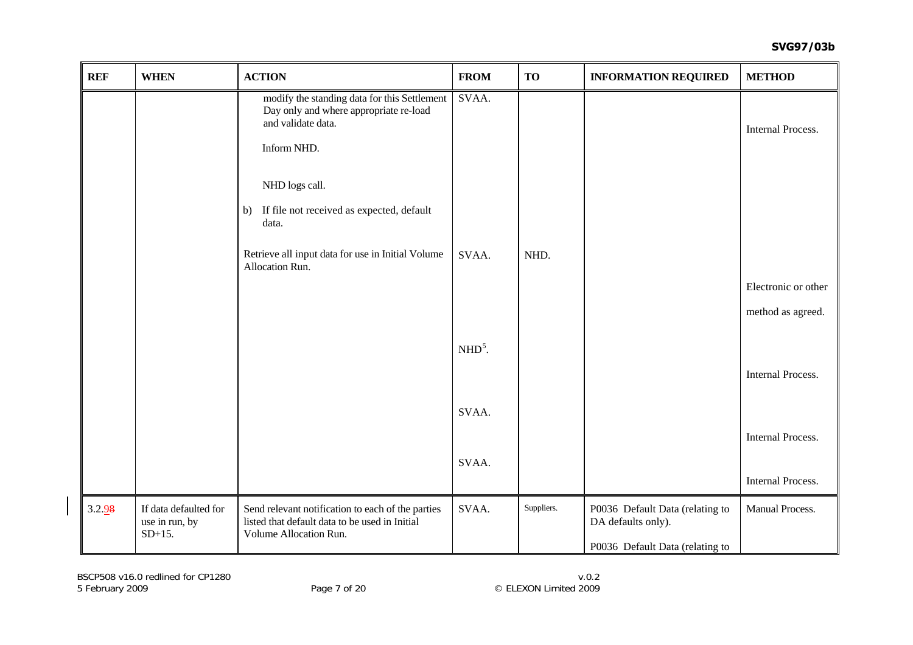| REF | WHEN | ACTION | FROM | TO | INFORMATION REQUIRED | METHOD |
|---|---|---|---|---|---|---|
| | | modify the standing data for this Settlement Day only and where appropriate re-load and validate data.<br><br>Inform NHD.<br><br>NHD logs call.<br><br>b) If file not received as expected, default data.<br><br>Retrieve all input data for use in Initial Volume Allocation Run. | SVAA.<br><br>SVAA.<br><br>NHD[5].<br><br>SVAA.<br><br>SVAA. | NHD. | | Internal Process.<br><br>Electronic or other method as agreed.<br><br>Internal Process.<br><br>Internal Process.<br><br>Internal Process. |
| 3.2.~~8~~9 | If data defaulted for use in run, by SD+15. | Send relevant notification to each of the parties listed that default data to be used in Initial Volume Allocation Run. | SVAA. | Suppliers. | P0036 Default Data (relating to DA defaults only).<br><br>P0036 Default Data (relating to | Manual Process. |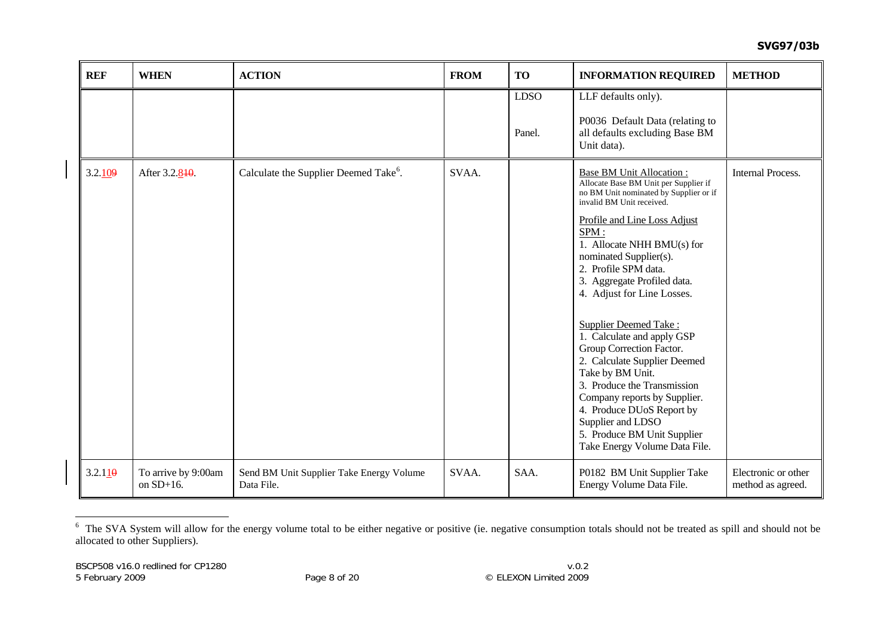| REF | WHEN | ACTION | FROM | TO | INFORMATION REQUIRED | METHOD |
|---|---|---|---|---|---|---|
| | | | | LDSO<br><br>Panel. | LLF defaults only).<br><br>P0036 Default Data (relating to all defaults excluding Base BM Unit data). | |
| 3.2.109 | After 3.2.810. | Calculate the Supplier Deemed Take[6]. | SVAA. | | Base BM Unit Allocation :<br>Allocate Base BM Unit per Supplier if no BM Unit nominated by Supplier or if invalid BM Unit received.<br><br>Profile and Line Loss Adjust SPM :<br>1. Allocate NHH BMU(s) for nominated Supplier(s).<br>2. Profile SPM data.<br>3. Aggregate Profiled data.<br>4. Adjust for Line Losses.<br><br>Supplier Deemed Take :<br>1. Calculate and apply GSP Group Correction Factor.<br>2. Calculate Supplier Deemed Take by BM Unit.<br>3. Produce the Transmission Company reports by Supplier.<br>4. Produce DUoS Report by Supplier and LDSO<br>5. Produce BM Unit Supplier Take Energy Volume Data File. | Internal Process. |
| 3.2.110 | To arrive by 9:00am on SD+16. | Send BM Unit Supplier Take Energy Volume Data File. | SVAA. | SAA. | P0182 BM Unit Supplier Take Energy Volume Data File. | Electronic or other method as agreed. |

[6] The SVA System will allow for the energy volume total to be either negative or positive (ie. negative consumption totals should not be treated as spill and should not be allocated to other Suppliers).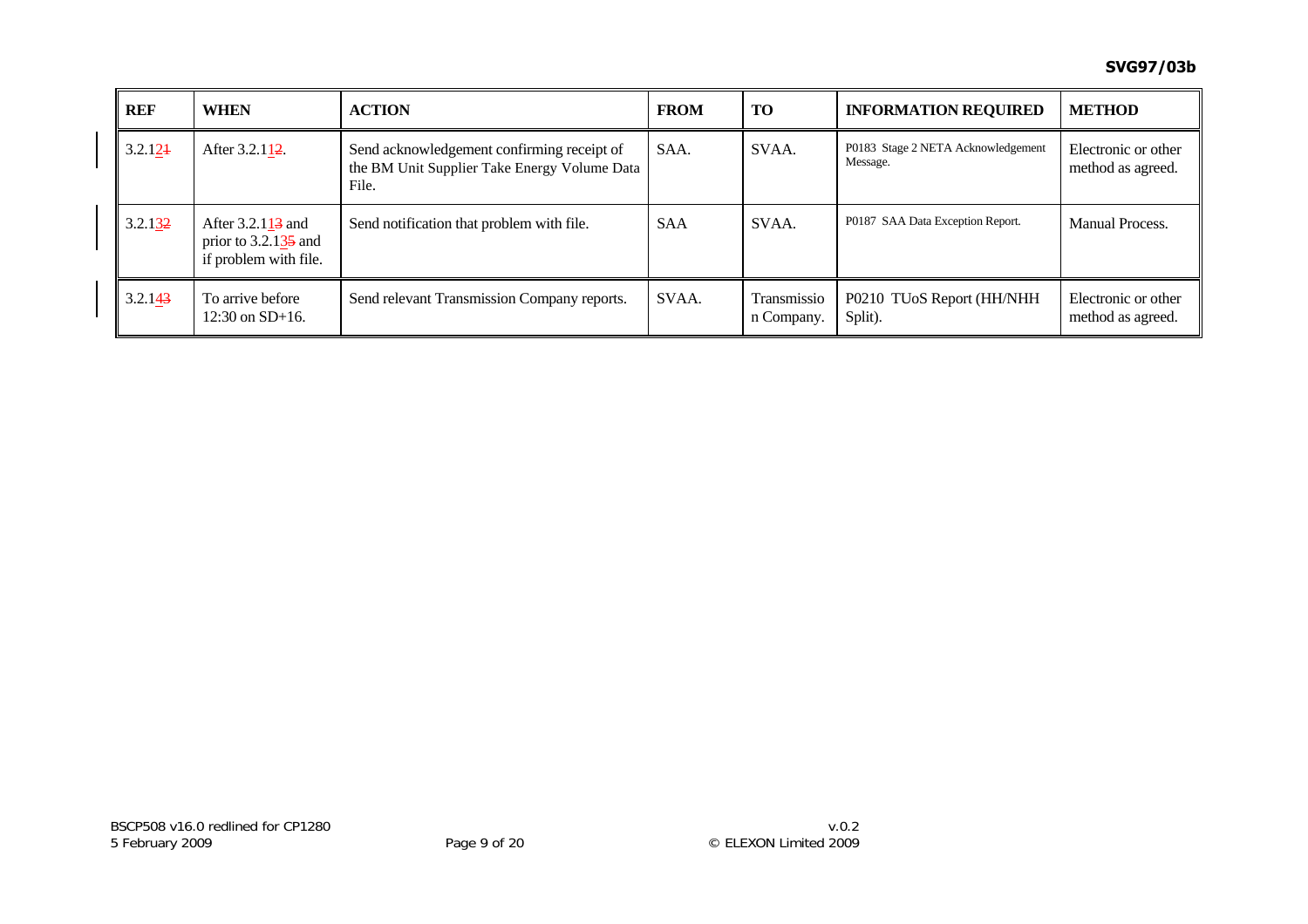| REF | WHEN | ACTION | FROM | TO | INFORMATION REQUIRED | METHOD |
|---|---|---|---|---|---|---|
| 3.2.1~~2~~1 | After 3.2.1~~1~~2. | Send acknowledgement confirming receipt of the BM Unit Supplier Take Energy Volume Data File. | SAA. | SVAA. | P0183 Stage 2 NETA Acknowledgement Message. | Electronic or other method as agreed. |
| 3.2.1~~3~~2 | After 3.2.1~~1~~3 and prior to 3.2.1~~3~~5 and if problem with file. | Send notification that problem with file. | SAA | SVAA. | P0187 SAA Data Exception Report. | Manual Process. |
| 3.2.1~~4~~3 | To arrive before 12:30 on SD+16. | Send relevant Transmission Company reports. | SVAA. | Transmission Company. | P0210 TUoS Report (HH/NHH Split). | Electronic or other method as agreed. |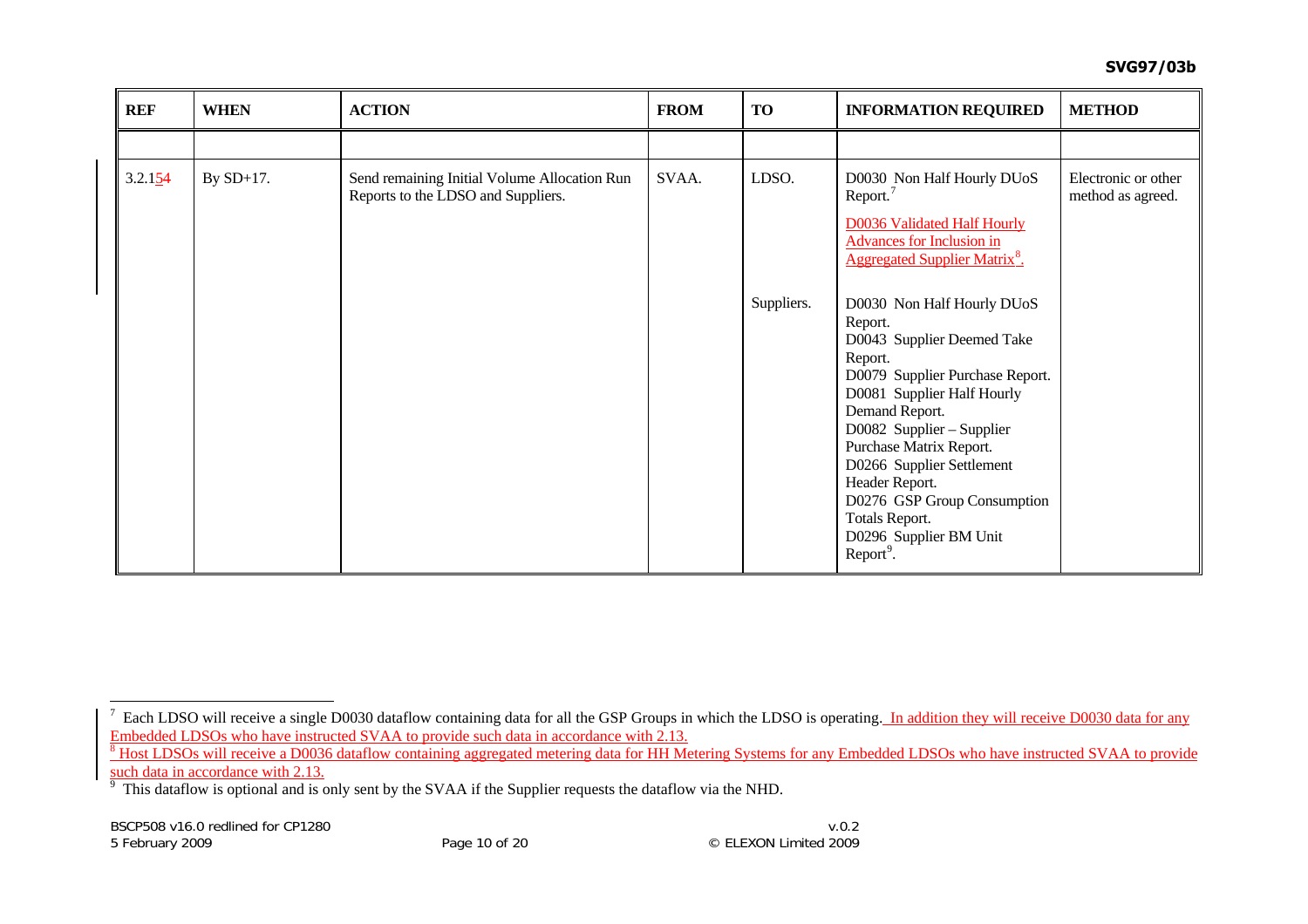| REF | WHEN | ACTION | FROM | TO | INFORMATION REQUIRED | METHOD |
|---|---|---|---|---|---|---|
| | | | | | | |
| 3.2.154 | By SD+17. | Send remaining Initial Volume Allocation Run Reports to the LDSO and Suppliers. | SVAA. | LDSO. | D0030 Non Half Hourly DUoS Report.[7]<br><br>D0036 Validated Half Hourly Advances for Inclusion in Aggregated Supplier Matrix[8]. | Electronic or other method as agreed. |
| | | | | Suppliers. | D0030 Non Half Hourly DUoS Report.<br>D0043 Supplier Deemed Take Report.<br>D0079 Supplier Purchase Report.<br>D0081 Supplier Half Hourly Demand Report.<br>D0082 Supplier – Supplier Purchase Matrix Report.<br>D0266 Supplier Settlement Header Report.<br>D0276 GSP Group Consumption Totals Report.<br>D0296 Supplier BM Unit Report[9]. | |

[7] Each LDSO will receive a single D0030 dataflow containing data for all the GSP Groups in which the LDSO is operating. In addition they will receive D0030 data for any Embedded LDSOs who have instructed SVAA to provide such data in accordance with 2.13.

[8] Host LDSOs will receive a D0036 dataflow containing aggregated metering data for HH Metering Systems for any Embedded LDSOs who have instructed SVAA to provide such data in accordance with 2.13.

[9] This dataflow is optional and is only sent by the SVAA if the Supplier requests the dataflow via the NHD.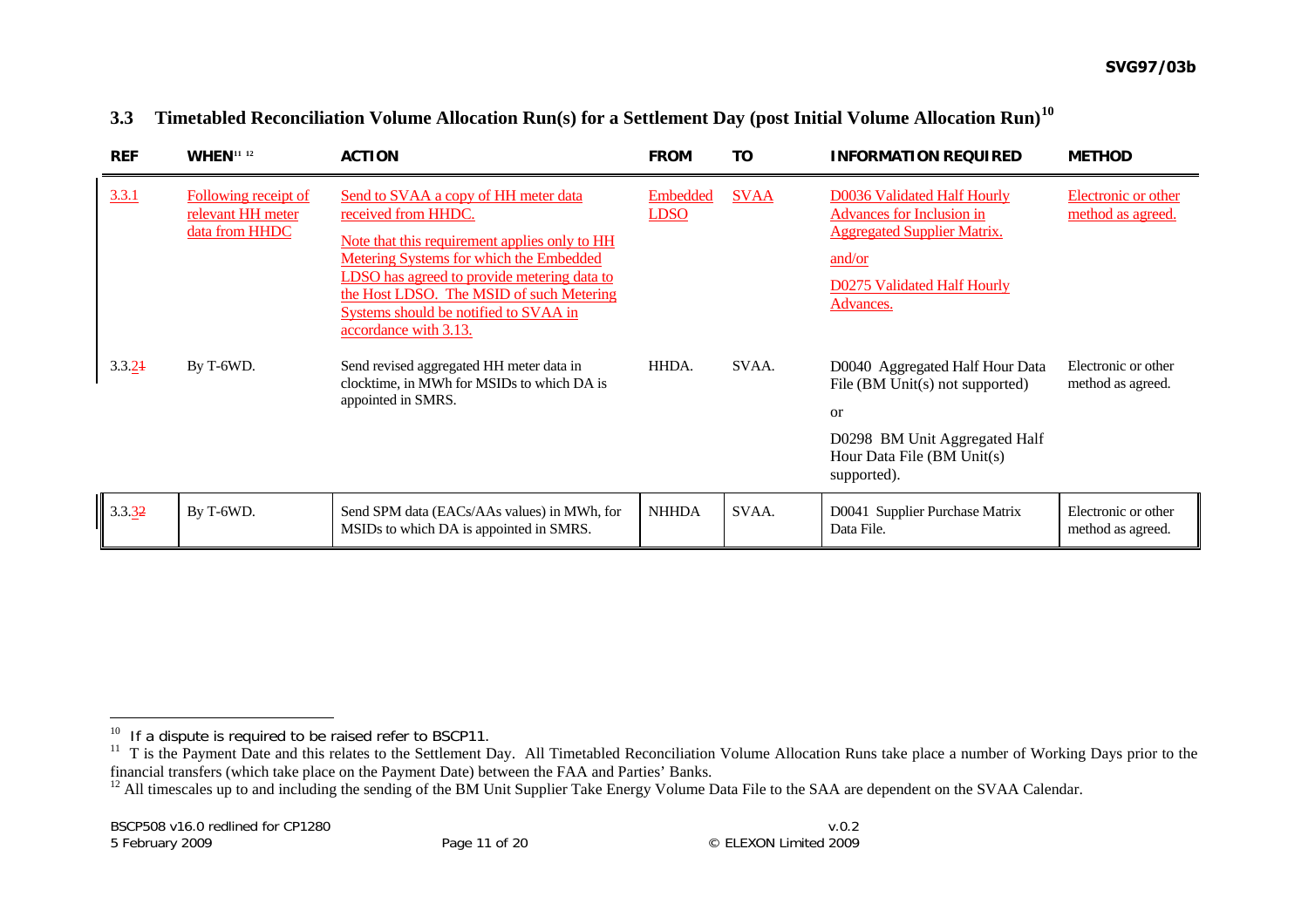### 3.3 Timetabled Reconciliation Volume Allocation Run(s) for a Settlement Day (post Initial Volume Allocation Run)[10]

| REF | WHEN[11] [12] | ACTION | FROM | TO | INFORMATION REQUIRED | METHOD |
|---|---|---|---|---|---|---|
| 3.3.1 | Following receipt of relevant HH meter data from HHDC | Send to SVAA a copy of HH meter data received from HHDC.<br><br>Note that this requirement applies only to HH Metering Systems for which the Embedded LDSO has agreed to provide metering data to the Host LDSO. The MSID of such Metering Systems should be notified to SVAA in accordance with 3.13. | Embedded LDSO | SVAA | D0036 Validated Half Hourly Advances for Inclusion in Aggregated Supplier Matrix.<br><br>and/or<br><br>D0275 Validated Half Hourly Advances. | Electronic or other method as agreed. |
| 3.3.21 | By T-6WD. | Send revised aggregated HH meter data in clocktime, in MWh for MSIDs to which DA is appointed in SMRS. | HHDA. | SVAA. | D0040 Aggregated Half Hour Data File (BM Unit(s) not supported)<br><br>or<br><br>D0298 BM Unit Aggregated Half Hour Data File (BM Unit(s) supported). | Electronic or other method as agreed. |
| 3.3.32 | By T-6WD. | Send SPM data (EACs/AAs values) in MWh, for MSIDs to which DA is appointed in SMRS. | NHHDA | SVAA. | D0041 Supplier Purchase Matrix Data File. | Electronic or other method as agreed. |

[10] If a dispute is required to be raised refer to BSCP11.

[11] T is the Payment Date and this relates to the Settlement Day. All Timetabled Reconciliation Volume Allocation Runs take place a number of Working Days prior to the financial transfers (which take place on the Payment Date) between the FAA and Parties' Banks.

[12] All timescales up to and including the sending of the BM Unit Supplier Take Energy Volume Data File to the SAA are dependent on the SVAA Calendar.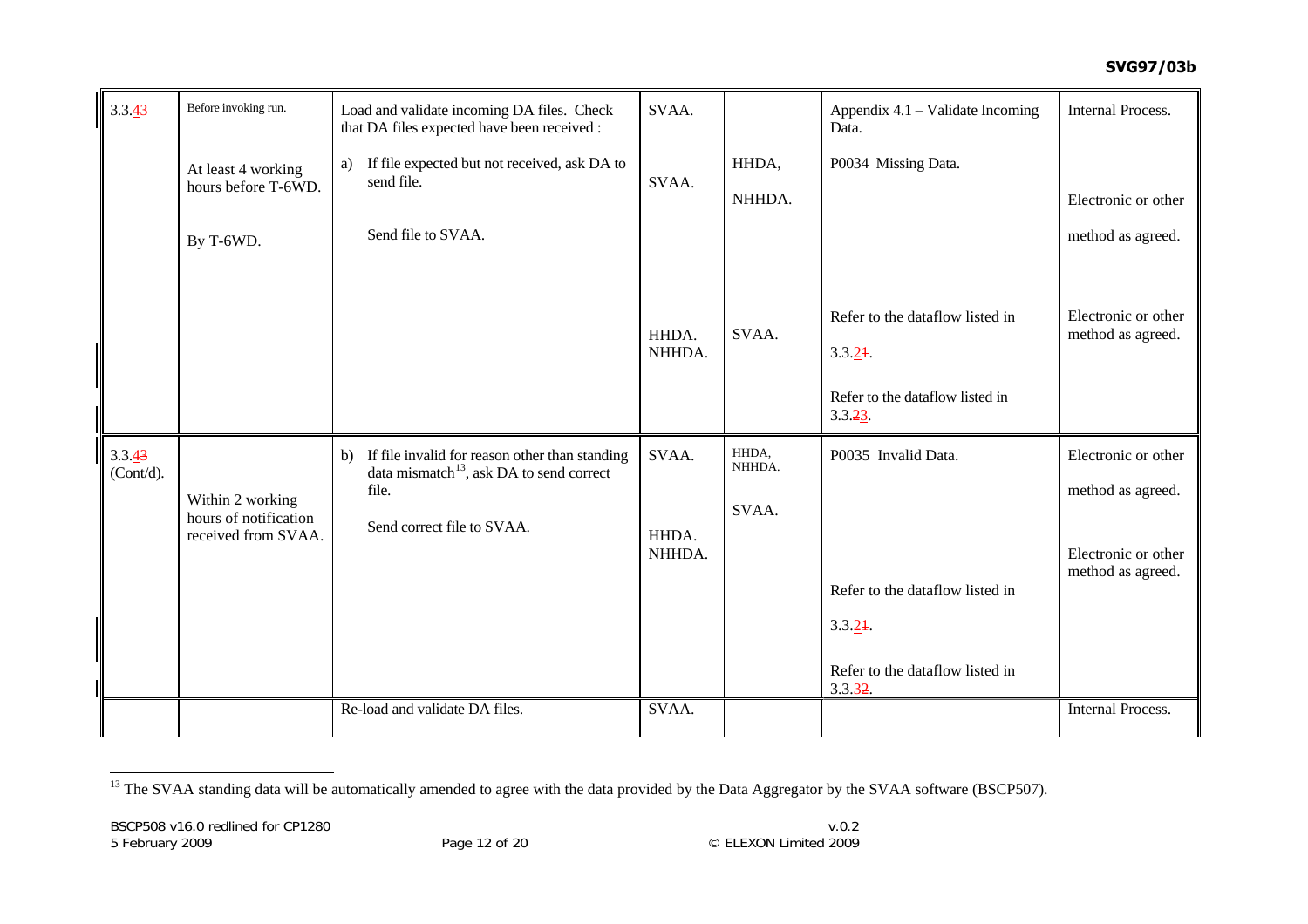| | | | | | | |
|---|---|---|---|---|---|---|
| 3.3.43 | Before invoking run. | Load and validate incoming DA files. Check that DA files expected have been received : | SVAA. | | Appendix 4.1 – Validate Incoming Data. | Internal Process. |
| | At least 4 working hours before T-6WD. | a) If file expected but not received, ask DA to send file. | SVAA. | HHDA, NHHDA. | P0034 Missing Data. | Electronic or other method as agreed. |
| | By T-6WD. | Send file to SVAA. | HHDA. NHHDA. | SVAA. | Refer to the dataflow listed in 3.3.21. Refer to the dataflow listed in 3.3.23. | Electronic or other method as agreed. |
| 3.3.43 (Cont/d). | | b) If file invalid for reason other than standing data mismatch[13], ask DA to send correct file. | SVAA. | HHDA, NHHDA. | P0035 Invalid Data. | Electronic or other method as agreed. |
| | Within 2 working hours of notification received from SVAA. | Send correct file to SVAA. | HHDA. NHHDA. | SVAA. | Refer to the dataflow listed in 3.3.21. Refer to the dataflow listed in 3.3.32. | Electronic or other method as agreed. |
| | | Re-load and validate DA files. | SVAA. | | | Internal Process. |

[13] The SVAA standing data will be automatically amended to agree with the data provided by the Data Aggregator by the SVAA software (BSCP507).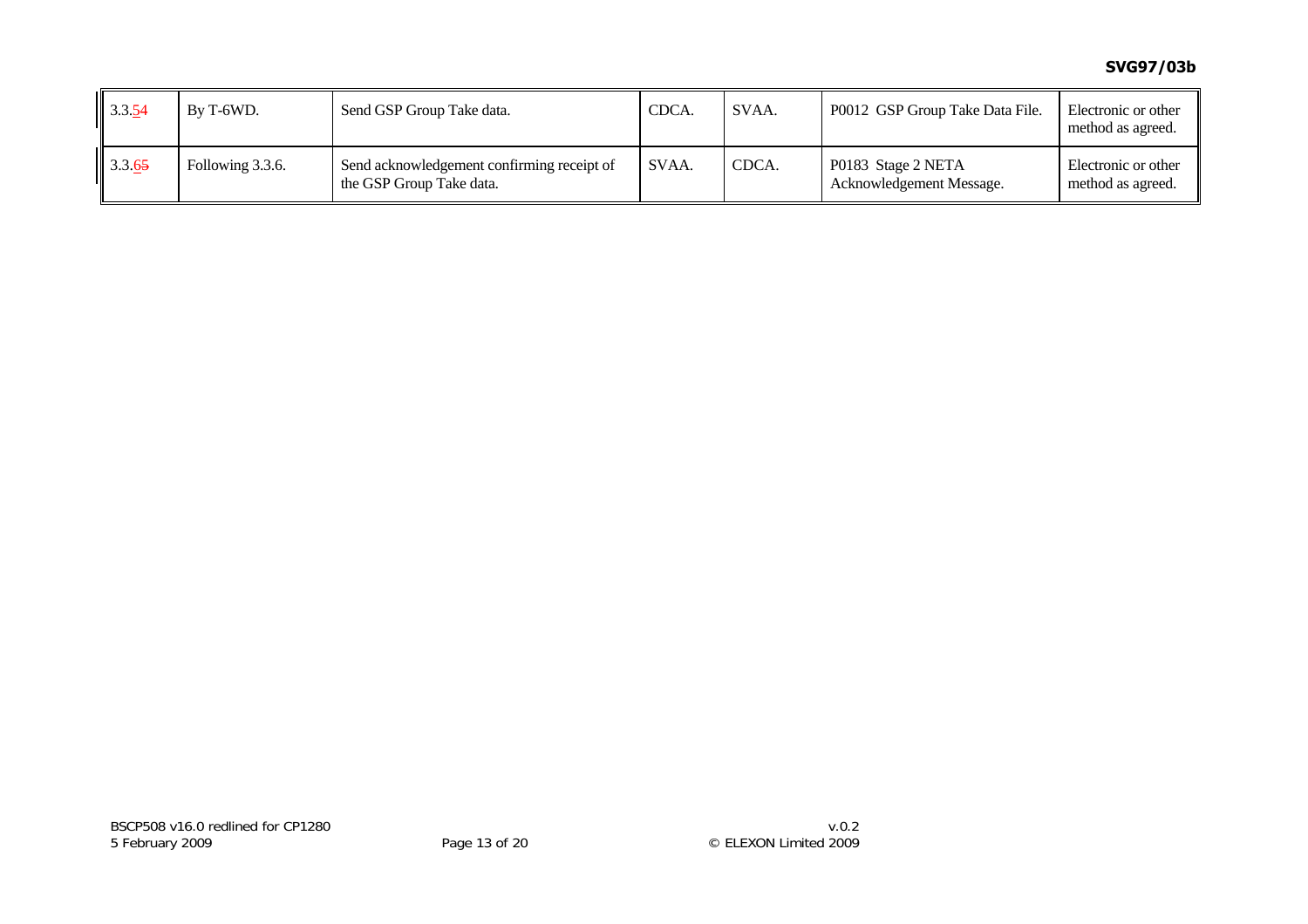| | | | | | | |
|---|---|---|---|---|---|---|
| 3.3.~~5~~4 | By T-6WD. | Send GSP Group Take data. | CDCA. | SVAA. | P0012 GSP Group Take Data File. | Electronic or other method as agreed. |
| 3.3.~~6~~5 | Following 3.3.6. | Send acknowledgement confirming receipt of the GSP Group Take data. | SVAA. | CDCA. | P0183 Stage 2 NETA Acknowledgement Message. | Electronic or other method as agreed. |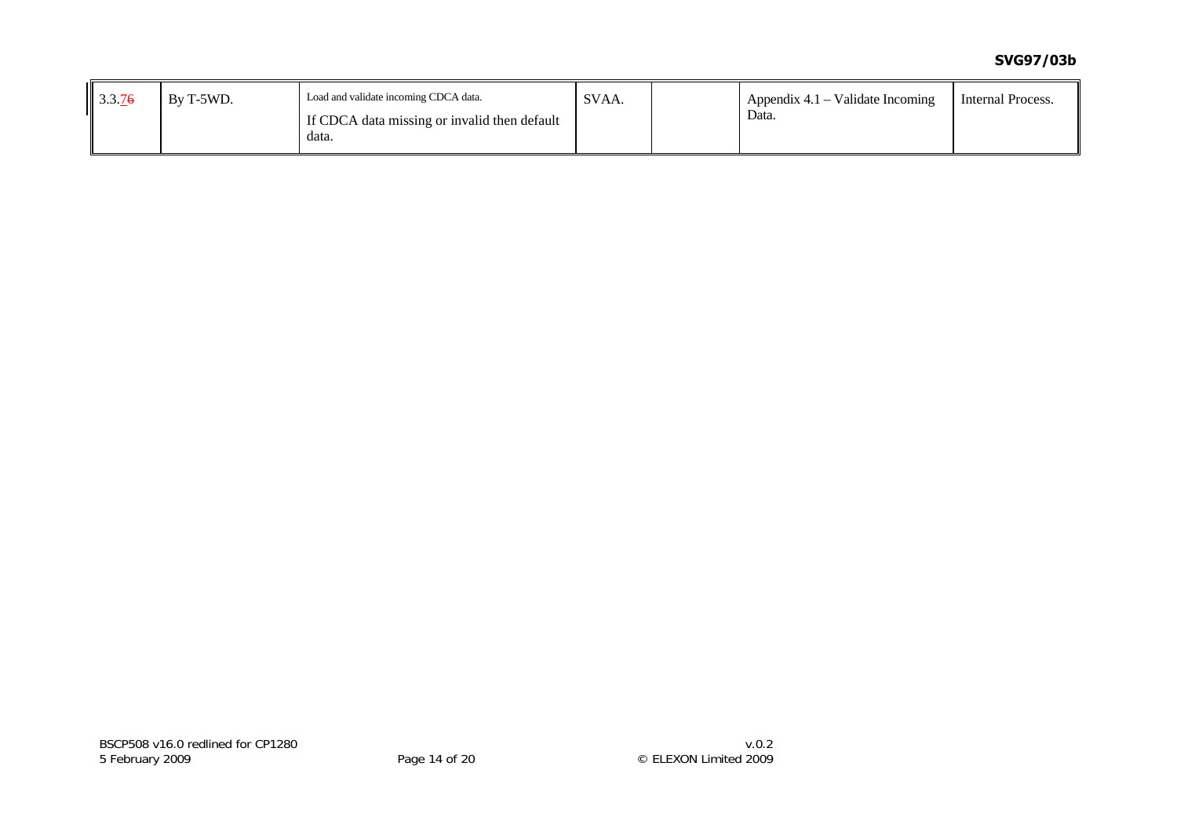| 3.3.76 | By T-5WD. | Load and validate incoming CDCA data.<br>If CDCA data missing or invalid then default data. | SVAA. | | Appendix 4.1 – Validate Incoming Data. | Internal Process. |
|---|---|---|---|---|---|---|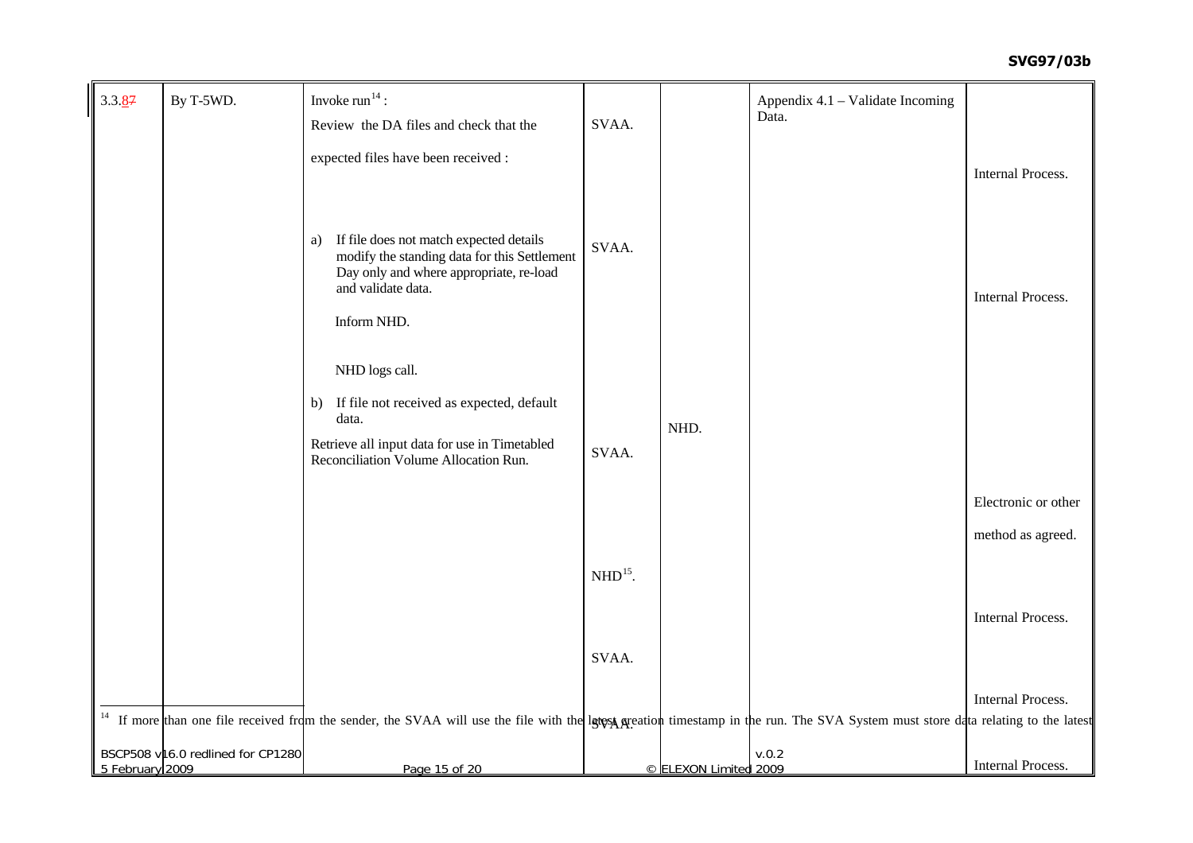| 3.3.87 | By T-5WD. | Invoke run[14] :<br><br>Review the DA files and check that the expected files have been received :<br><br>a) If file does not match expected details modify the standing data for this Settlement Day only and where appropriate, re-load and validate data.<br><br>Inform NHD.<br><br>NHD logs call.<br><br>b) If file not received as expected, default data.<br><br>Retrieve all input data for use in Timetabled Reconciliation Volume Allocation Run. | SVAA.<br><br>SVAA.<br><br>SVAA.<br><br>NHD[15].<br><br>SVAA.<br><br>SVAA. | NHD. | Appendix 4.1 – Validate Incoming Data. | Internal Process.<br><br>Internal Process.<br><br>Electronic or other method as agreed.<br><br>Internal Process.<br><br>Internal Process.<br><br>Internal Process. |
|---|---|---|---|---|---|---|

[14] If more than one file received from the sender, the SVAA will use the file with the latest creation timestamp in the run. The SVA System must store data relating to the latest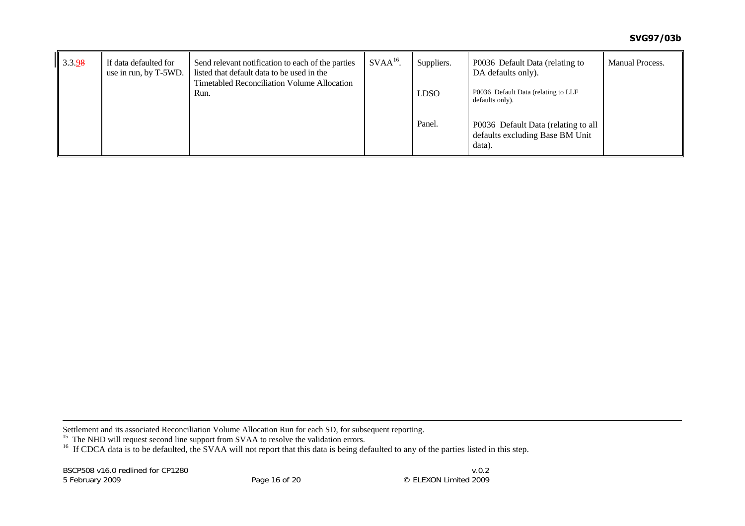| 3.3.98 | If data defaulted for use in run, by T-5WD. | Send relevant notification to each of the parties listed that default data to be used in the Timetabled Reconciliation Volume Allocation Run. | SVAA[16]. | Suppliers.<br><br>LDSO<br><br>Panel. | P0036 Default Data (relating to DA defaults only).<br><br>P0036 Default Data (relating to LLF defaults only).<br><br>P0036 Default Data (relating to all defaults excluding Base BM Unit data). | Manual Process. |
|---|---|---|---|---|---|---|

Settlement and its associated Reconciliation Volume Allocation Run for each SD, for subsequent reporting.

[15] The NHD will request second line support from SVAA to resolve the validation errors.

[16] If CDCA data is to be defaulted, the SVAA will not report that this data is being defaulted to any of the parties listed in this step.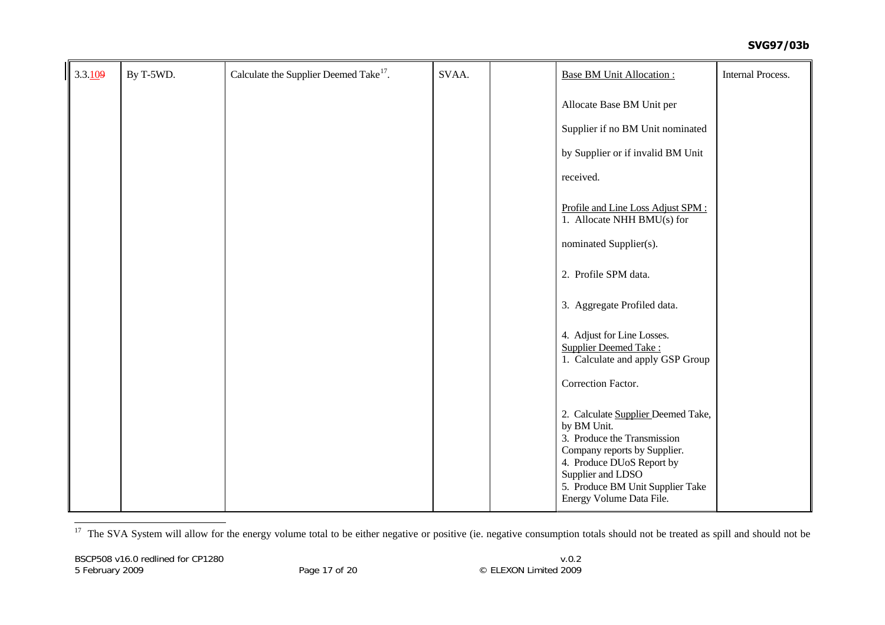| 3.3.109 | By T-5WD. | Calculate the Supplier Deemed Take[17]. | SVAA. | | Base BM Unit Allocation :<br><br>Allocate Base BM Unit per Supplier if no BM Unit nominated by Supplier or if invalid BM Unit received.<br><br>Profile and Line Loss Adjust SPM :<br>1. Allocate NHH BMU(s) for nominated Supplier(s).<br><br>2. Profile SPM data.<br><br>3. Aggregate Profiled data.<br><br>4. Adjust for Line Losses.<br>Supplier Deemed Take :<br>1. Calculate and apply GSP Group Correction Factor.<br><br>2. Calculate Supplier Deemed Take, by BM Unit.<br>3. Produce the Transmission Company reports by Supplier.<br>4. Produce DUoS Report by Supplier and LDSO<br>5. Produce BM Unit Supplier Take Energy Volume Data File. | Internal Process. |
|---|---|---|---|---|---|---|

[17] The SVA System will allow for the energy volume total to be either negative or positive (ie. negative consumption totals should not be treated as spill and should not be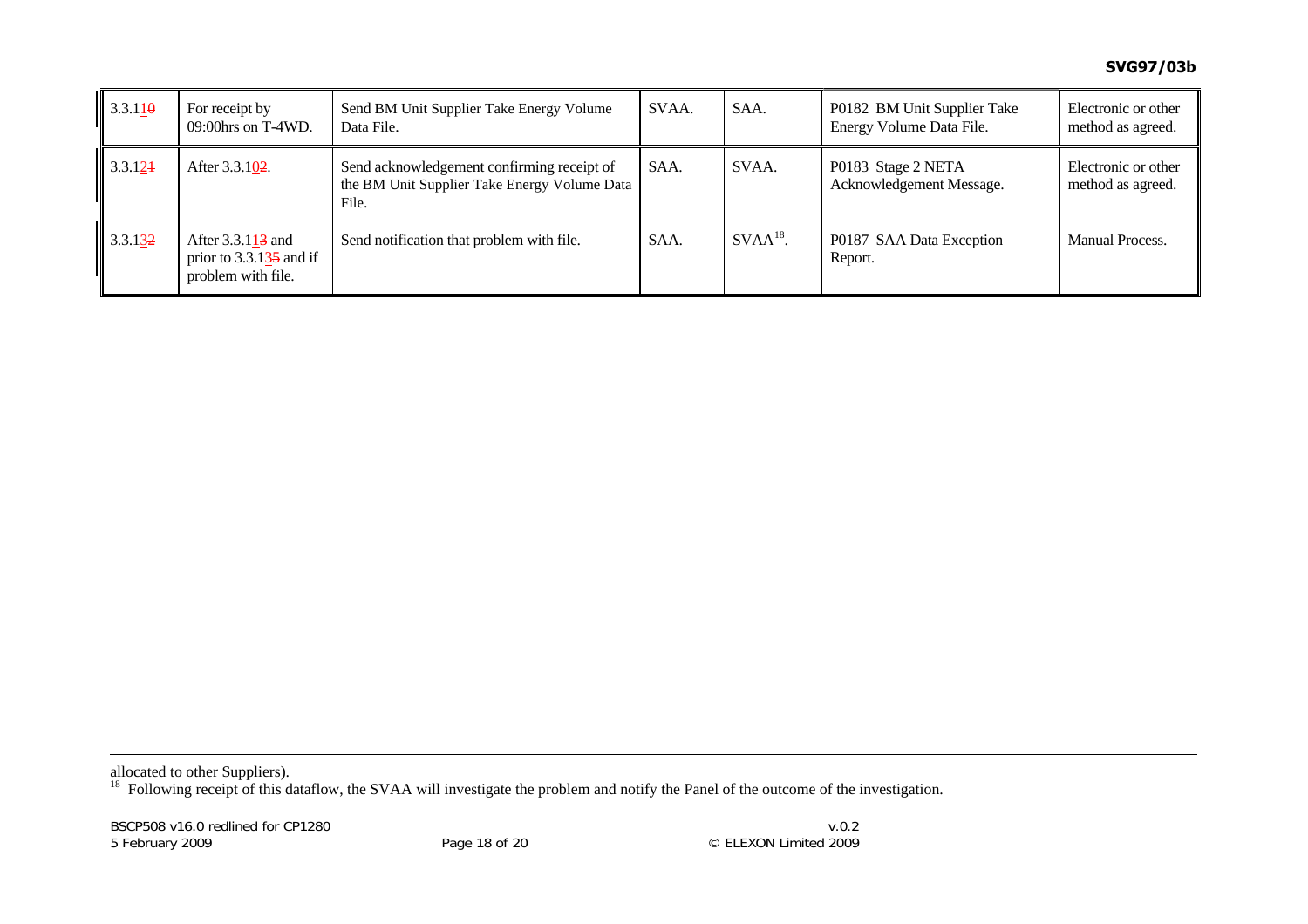| 3.3.110 | For receipt by 09:00hrs on T-4WD. | Send BM Unit Supplier Take Energy Volume Data File. | SVAA. | SAA. | P0182 BM Unit Supplier Take Energy Volume Data File. | Electronic or other method as agreed. |
|---|---|---|---|---|---|---|
| 3.3.121 | After 3.3.102. | Send acknowledgement confirming receipt of the BM Unit Supplier Take Energy Volume Data File. | SAA. | SVAA. | P0183 Stage 2 NETA Acknowledgement Message. | Electronic or other method as agreed. |
| 3.3.132 | After 3.3.113 and prior to 3.3.135 and if problem with file. | Send notification that problem with file. | SAA. | SVAA[18]. | P0187 SAA Data Exception Report. | Manual Process. |

allocated to other Suppliers).

[18] Following receipt of this dataflow, the SVAA will investigate the problem and notify the Panel of the outcome of the investigation.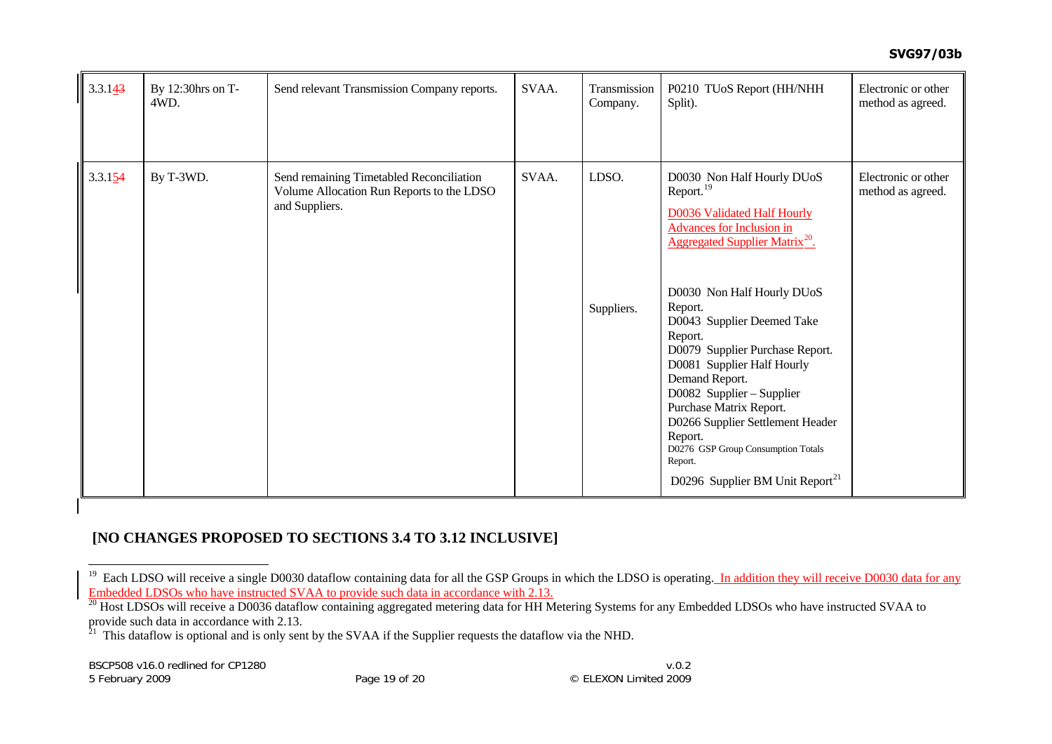| 3.3.143 | By 12:30hrs on T-4WD. | Send relevant Transmission Company reports. | SVAA. | Transmission Company. | P0210 TUoS Report (HH/NHH Split). | Electronic or other method as agreed. |
|---|---|---|---|---|---|---|
| 3.3.154 | By T-3WD. | Send remaining Timetabled Reconciliation Volume Allocation Run Reports to the LDSO and Suppliers. | SVAA. | LDSO. | D0030 Non Half Hourly DUoS Report.[19] D0036 Validated Half Hourly Advances for Inclusion in Aggregated Supplier Matrix[20]. | Electronic or other method as agreed. |
| | | | | Suppliers. | D0030 Non Half Hourly DUoS Report. D0043 Supplier Deemed Take Report. D0079 Supplier Purchase Report. D0081 Supplier Half Hourly Demand Report. D0082 Supplier – Supplier Purchase Matrix Report. D0266 Supplier Settlement Header Report. D0276 GSP Group Consumption Totals Report. D0296 Supplier BM Unit Report[21] | |

**[NO CHANGES PROPOSED TO SECTIONS 3.4 TO 3.12 INCLUSIVE]**

[19] Each LDSO will receive a single D0030 dataflow containing data for all the GSP Groups in which the LDSO is operating. In addition they will receive D0030 data for any Embedded LDSOs who have instructed SVAA to provide such data in accordance with 2.13.

[20] Host LDSOs will receive a D0036 dataflow containing aggregated metering data for HH Metering Systems for any Embedded LDSOs who have instructed SVAA to provide such data in accordance with 2.13.

[21] This dataflow is optional and is only sent by the SVAA if the Supplier requests the dataflow via the NHD.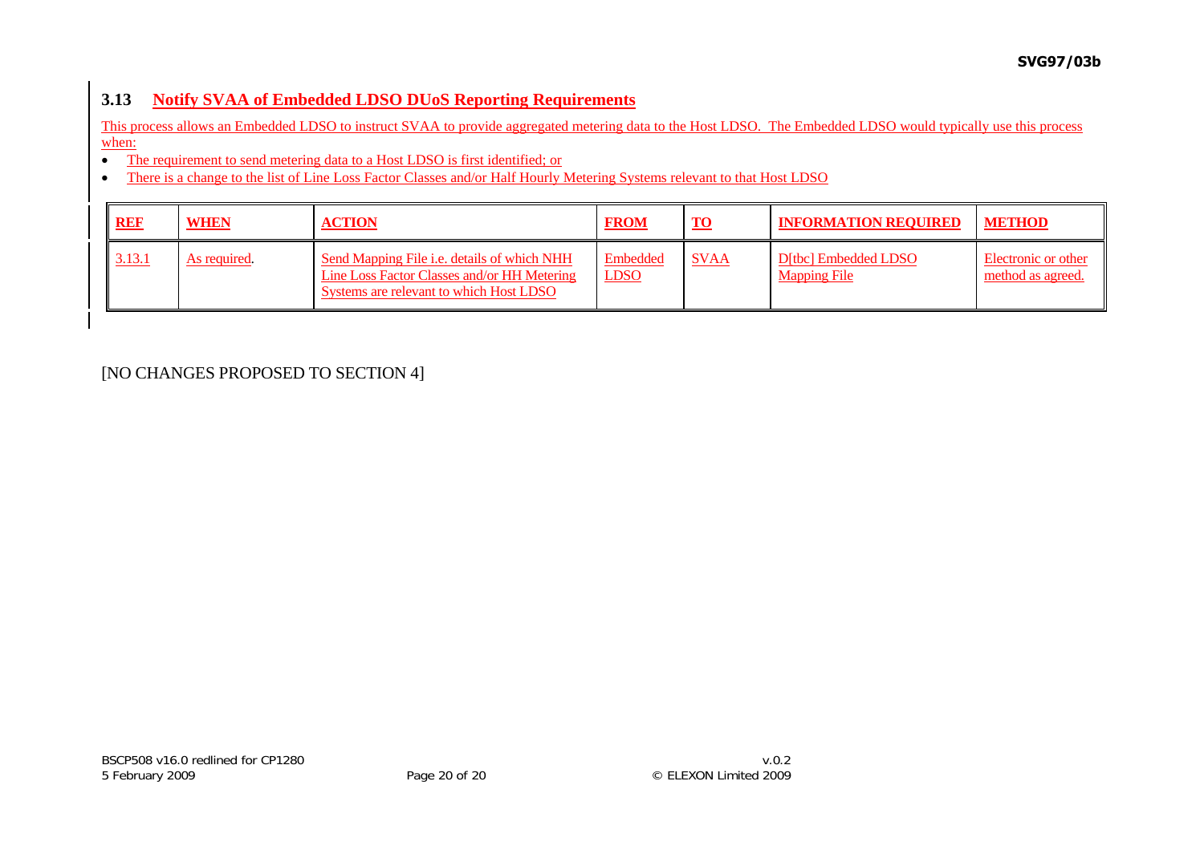## 3.13 Notify SVAA of Embedded LDSO DUoS Reporting Requirements

This process allows an Embedded LDSO to instruct SVAA to provide aggregated metering data to the Host LDSO. The Embedded LDSO would typically use this process when:

- The requirement to send metering data to a Host LDSO is first identified; or
- There is a change to the list of Line Loss Factor Classes and/or Half Hourly Metering Systems relevant to that Host LDSO

| REF | WHEN | ACTION | FROM | TO | INFORMATION REQUIRED | METHOD |
|---|---|---|---|---|---|---|
| 3.13.1 | As required. | Send Mapping File i.e. details of which NHH Line Loss Factor Classes and/or HH Metering Systems are relevant to which Host LDSO | Embedded LDSO | SVAA | D[tbc] Embedded LDSO Mapping File | Electronic or other method as agreed. |

[NO CHANGES PROPOSED TO SECTION 4]